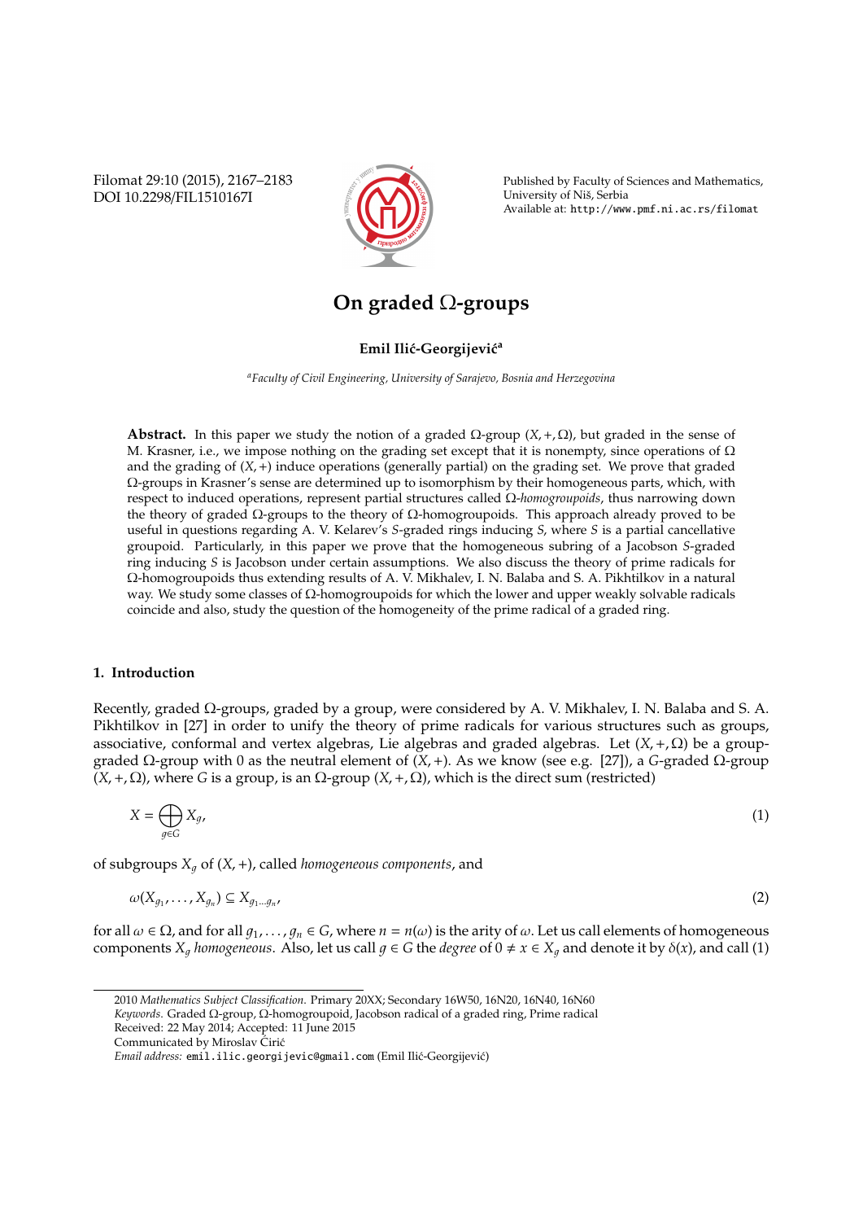# On graded Ω-groups

**Emil Ilić-Georgijević**[a]

[a] *Faculty of Civil Engineering, University of Sarajevo, Bosnia and Herzegovina*

**Abstract.** In this paper we study the notion of a graded Ω-group $(X, +, \Omega)$, but graded in the sense of M. Krasner, i.e., we impose nothing on the grading set except that it is nonempty, since operations of Ω and the grading of $(X, +)$ induce operations (generally partial) on the grading set. We prove that graded Ω-groups in Krasner's sense are determined up to isomorphism by their homogeneous parts, which, with respect to induced operations, represent partial structures called Ω-*homogroupoids*, thus narrowing down the theory of graded Ω-groups to the theory of Ω-homogroupoids. This approach already proved to be useful in questions regarding A. V. Kelarev's $S$-graded rings inducing $S$, where $S$ is a partial cancellative groupoid. Particularly, in this paper we prove that the homogeneous subring of a Jacobson $S$-graded ring inducing $S$ is Jacobson under certain assumptions. We also discuss the theory of prime radicals for Ω-homogroupoids thus extending results of A. V. Mikhalev, I. N. Balaba and S. A. Pikhtilkov in a natural way. We study some classes of Ω-homogroupoids for which the lower and upper weakly solvable radicals coincide and also, study the question of the homogeneity of the prime radical of a graded ring.

## 1. Introduction

Recently, graded Ω-groups, graded by a group, were considered by A. V. Mikhalev, I. N. Balaba and S. A. Pikhtilkov in [27] in order to unify the theory of prime radicals for various structures such as groups, associative, conformal and vertex algebras, Lie algebras and graded algebras. Let $(X, +, \Omega)$ be a group-graded Ω-group with 0 as the neutral element of $(X, +)$. As we know (see e.g. [27]), a $G$-graded Ω-group $(X, +, \Omega)$, where $G$ is a group, is an Ω-group $(X, +, \Omega)$, which is the direct sum (restricted)

$$X = \bigoplus_{g \in G} X_g, \tag{1}$$

of subgroups $X_g$ of $(X, +)$, called *homogeneous components*, and

$$\omega(X_{g_1}, \ldots, X_{g_n}) \subseteq X_{g_1 \ldots g_n}, \tag{2}$$

for all $\omega \in \Omega$, and for all $g_1, \ldots, g_n \in G$, where $n = n(\omega)$ is the arity of $\omega$. Let us call elements of homogeneous components $X_g$ *homogeneous*. Also, let us call $g \in G$ the *degree* of $0 \neq x \in X_g$ and denote it by $\delta(x)$, and call (1)

---

2010 *Mathematics Subject Classification*. Primary 20XX; Secondary 16W50, 16N20, 16N40, 16N60

*Keywords*. Graded Ω-group, Ω-homogroupoid, Jacobson radical of a graded ring, Prime radical

Received: 22 May 2014; Accepted: 11 June 2015

Communicated by Miroslav Ćirić

*Email address:* emil.ilic.georgijevic@gmail.com (Emil Ilić-Georgijević)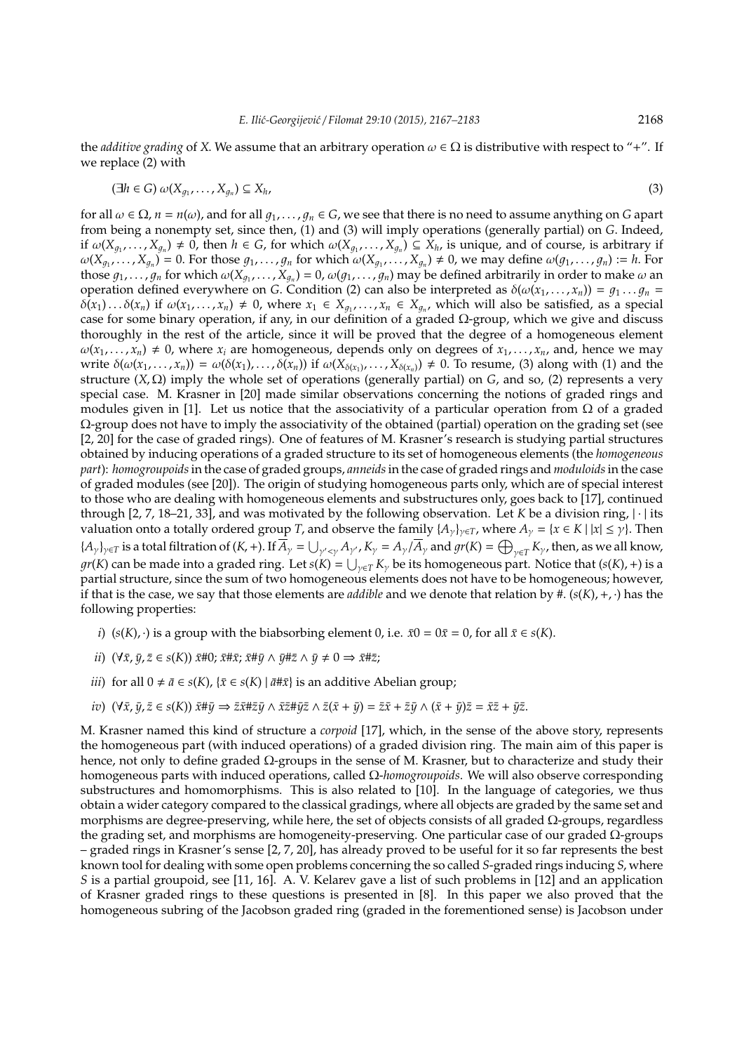the *additive grading* of $X$. We assume that an arbitrary operation $\omega \in \Omega$ is distributive with respect to "+". If we replace (2) with

$$(\exists h \in G)\ \omega(X_{g_1}, \dots, X_{g_n}) \subseteq X_h, \tag{3}$$

for all $\omega \in \Omega$, $n = n(\omega)$, and for all $g_1, \dots, g_n \in G$, we see that there is no need to assume anything on $G$ apart from being a nonempty set, since then, (1) and (3) will imply operations (generally partial) on $G$. Indeed, if $\omega(X_{g_1}, \dots, X_{g_n}) \neq 0$, then $h \in G$, for which $\omega(X_{g_1}, \dots, X_{g_n}) \subseteq X_h$, is unique, and of course, is arbitrary if $\omega(X_{g_1}, \dots, X_{g_n}) = 0$. For those $g_1, \dots, g_n$ for which $\omega(X_{g_1}, \dots, X_{g_n}) \neq 0$, we may define $\omega(g_1, \dots, g_n) := h$. For those $g_1, \dots, g_n$ for which $\omega(X_{g_1}, \dots, X_{g_n}) = 0$, $\omega(g_1, \dots, g_n)$ may be defined arbitrarily in order to make $\omega$ an operation defined everywhere on $G$. Condition (2) can also be interpreted as $\delta(\omega(x_1, \dots, x_n)) = g_1 \dots g_n = \delta(x_1) \dots \delta(x_n)$ if $\omega(x_1, \dots, x_n) \neq 0$, where $x_1 \in X_{g_1}, \dots, x_n \in X_{g_n}$, which will also be satisfied, as a special case for some binary operation, if any, in our definition of a graded $\Omega$-group, which we give and discuss thoroughly in the rest of the article, since it will be proved that the degree of a homogeneous element $\omega(x_1, \dots, x_n) \neq 0$, where $x_i$ are homogeneous, depends only on degrees of $x_1, \dots, x_n$, and, hence we may write $\delta(\omega(x_1, \dots, x_n)) = \omega(\delta(x_1), \dots, \delta(x_n))$ if $\omega(X_{\delta(x_1)}, \dots, X_{\delta(x_n)}) \neq 0$. To resume, (3) along with (1) and the structure $(X, \Omega)$ imply the whole set of operations (generally partial) on $G$, and so, (2) represents a very special case. M. Krasner in [20] made similar observations concerning the notions of graded rings and modules given in [1]. Let us notice that the associativity of a particular operation from $\Omega$ of a graded $\Omega$-group does not have to imply the associativity of the obtained (partial) operation on the grading set (see [2, 20] for the case of graded rings). One of features of M. Krasner's research is studying partial structures obtained by inducing operations of a graded structure to its set of homogeneous elements (the *homogeneous part*): *homogroupoids* in the case of graded groups, *anneids* in the case of graded rings and *moduloids* in the case of graded modules (see [20]). The origin of studying homogeneous parts only, which are of special interest to those who are dealing with homogeneous elements and substructures only, goes back to [17], continued through [2, 7, 18–21, 33], and was motivated by the following observation. Let $K$ be a division ring, $|\cdot|$ its valuation onto a totally ordered group $T$, and observe the family $\{A_\gamma\}_{\gamma \in T}$, where $A_\gamma = \{x \in K \mid |x| \leq \gamma\}$. Then $\{A_\gamma\}_{\gamma \in T}$ is a total filtration of $(K, +)$. If $\overline{A}_\gamma = \bigcup_{\gamma' < \gamma} A_{\gamma'}$, $K_\gamma = A_\gamma / \overline{A}_\gamma$ and $gr(K) = \bigoplus_{\gamma \in T} K_\gamma$, then, as we all know, $gr(K)$ can be made into a graded ring. Let $s(K) = \bigcup_{\gamma \in T} K_\gamma$ be its homogeneous part. Notice that $(s(K), +)$ is a partial structure, since the sum of two homogeneous elements does not have to be homogeneous; however, if that is the case, we say that those elements are *addible* and we denote that relation by #. $(s(K), +, \cdot)$ has the following properties:

*i*) $(s(K), \cdot)$ is a group with the biabsorbing element 0, i.e. $\bar{x}0 = 0\bar{x} = 0$, for all $\bar{x} \in s(K)$.

*ii*) $(\forall \bar{x}, \bar{y}, \bar{z} \in s(K))\ \bar{x}\#0;\ \bar{x}\#\bar{x};\ \bar{x}\#\bar{y} \wedge \bar{y}\#\bar{z} \wedge \bar{y} \neq 0 \Rightarrow \bar{x}\#\bar{z}$;

*iii*) for all $0 \neq \bar{a} \in s(K)$, $\{\bar{x} \in s(K) \mid \bar{a}\#\bar{x}\}$ is an additive Abelian group;

*iv*) $(\forall \bar{x}, \bar{y}, \bar{z} \in s(K))\ \bar{x}\#\bar{y} \Rightarrow \bar{z}\bar{x}\#\bar{z}\bar{y} \wedge \bar{x}\bar{z}\#\bar{y}\bar{z} \wedge \bar{z}(\bar{x} + \bar{y}) = \bar{z}\bar{x} + \bar{z}\bar{y} \wedge (\bar{x} + \bar{y})\bar{z} = \bar{x}\bar{z} + \bar{y}\bar{z}$.

M. Krasner named this kind of structure a *corpoid* [17], which, in the sense of the above story, represents the homogeneous part (with induced operations) of a graded division ring. The main aim of this paper is hence, not only to define graded $\Omega$-groups in the sense of M. Krasner, but to characterize and study their homogeneous parts with induced operations, called $\Omega$-*homogroupoids*. We will also observe corresponding substructures and homomorphisms. This is also related to [10]. In the language of categories, we thus obtain a wider category compared to the classical gradings, where all objects are graded by the same set and morphisms are degree-preserving, while here, the set of objects consists of all graded $\Omega$-groups, regardless the grading set, and morphisms are homogeneity-preserving. One particular case of our graded $\Omega$-groups – graded rings in Krasner's sense [2, 7, 20], has already proved to be useful for it so far represents the best known tool for dealing with some open problems concerning the so called $S$-graded rings inducing $S$, where $S$ is a partial groupoid, see [11, 16]. A. V. Kelarev gave a list of such problems in [12] and an application of Krasner graded rings to these questions is presented in [8]. In this paper we also proved that the homogeneous subring of the Jacobson graded ring (graded in the forementioned sense) is Jacobson under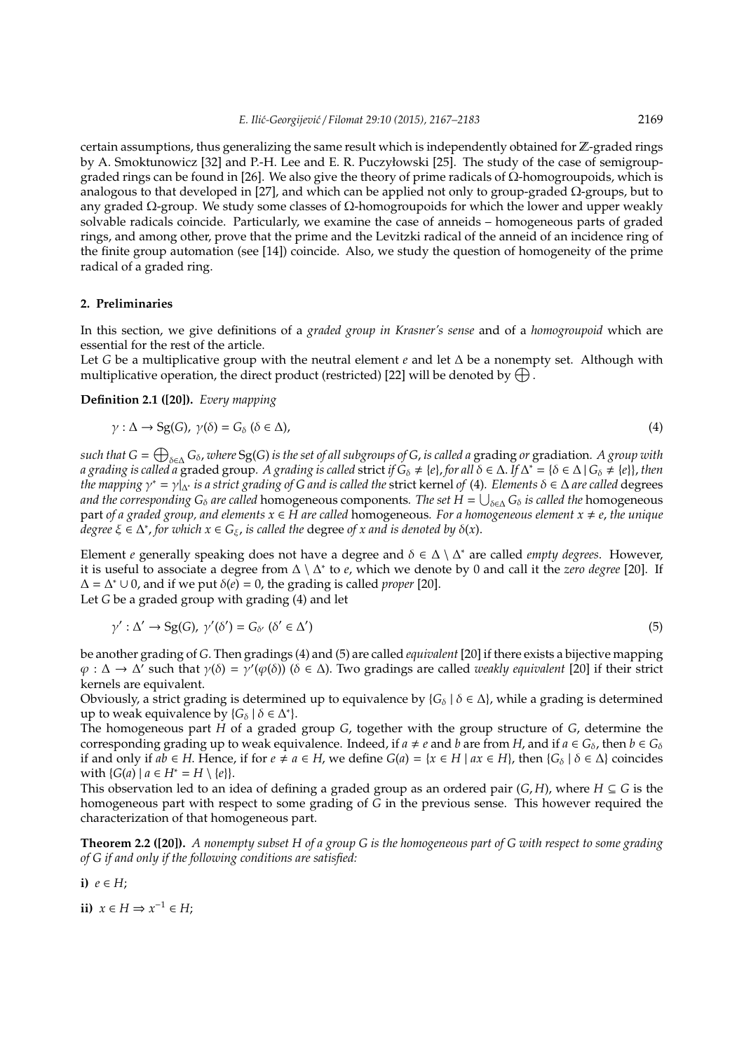certain assumptions, thus generalizing the same result which is independently obtained for $\mathbb{Z}$-graded rings by A. Smoktunowicz [32] and P.-H. Lee and E. R. Puczyłowski [25]. The study of the case of semigroup-graded rings can be found in [26]. We also give the theory of prime radicals of $\Omega$-homogroupoids, which is analogous to that developed in [27], and which can be applied not only to group-graded $\Omega$-groups, but to any graded $\Omega$-group. We study some classes of $\Omega$-homogroupoids for which the lower and upper weakly solvable radicals coincide. Particularly, we examine the case of anneids – homogeneous parts of graded rings, and among other, prove that the prime and the Levitzki radical of the anneid of an incidence ring of the finite group automation (see [14]) coincide. Also, we study the question of homogeneity of the prime radical of a graded ring.

## 2. Preliminaries

In this section, we give definitions of a *graded group in Krasner's sense* and of a *homogroupoid* which are essential for the rest of the article.

Let $G$ be a multiplicative group with the neutral element $e$ and let $\Delta$ be a nonempty set. Although with multiplicative operation, the direct product (restricted) [22] will be denoted by $\bigoplus$.

**Definition 2.1 ([20]).** *Every mapping*

$$\gamma : \Delta \to \mathrm{Sg}(G),\ \gamma(\delta) = G_\delta\ (\delta \in \Delta), \tag{4}$$

*such that $G = \bigoplus_{\delta\in\Delta} G_\delta$, where $\mathrm{Sg}(G)$ is the set of all subgroups of $G$, is called a* grading *or* gradiation. *A group with a grading is called a* graded group. *A grading is called* strict *if $G_\delta \neq \{e\}$, for all $\delta \in \Delta$. If $\Delta^* = \{\delta \in \Delta \mid G_\delta \neq \{e\}\}$, then the mapping $\gamma^* = \gamma|_{\Delta^*}$ is a strict grading of $G$ and is called the* strict kernel *of* (4). *Elements $\delta \in \Delta$ are called* degrees *and the corresponding $G_\delta$ are called* homogeneous components. *The set $H = \bigcup_{\delta\in\Delta} G_\delta$ is called the* homogeneous part *of a graded group, and elements $x \in H$ are called* homogeneous. *For a homogeneous element $x \neq e$, the unique degree $\xi \in \Delta^*$, for which $x \in G_\xi$, is called the* degree *of $x$ and is denoted by $\delta(x)$.*

Element $e$ generally speaking does not have a degree and $\delta \in \Delta \setminus \Delta^*$ are called *empty degrees*. However, it is useful to associate a degree from $\Delta \setminus \Delta^*$ to $e$, which we denote by 0 and call it the *zero degree* [20]. If $\Delta = \Delta^* \cup 0$, and if we put $\delta(e) = 0$, the grading is called *proper* [20].

Let $G$ be a graded group with grading (4) and let

$$\gamma' : \Delta' \to \mathrm{Sg}(G),\ \gamma'(\delta') = G_{\delta'}\ (\delta' \in \Delta') \tag{5}$$

be another grading of $G$. Then gradings (4) and (5) are called *equivalent* [20] if there exists a bijective mapping $\varphi : \Delta \to \Delta'$ such that $\gamma(\delta) = \gamma'(\varphi(\delta))$ $(\delta \in \Delta)$. Two gradings are called *weakly equivalent* [20] if their strict kernels are equivalent.

Obviously, a strict grading is determined up to equivalence by $\{G_\delta \mid \delta \in \Delta\}$, while a grading is determined up to weak equivalence by $\{G_\delta \mid \delta \in \Delta^*\}$.

The homogeneous part $H$ of a graded group $G$, together with the group structure of $G$, determine the corresponding grading up to weak equivalence. Indeed, if $a \neq e$ and $b$ are from $H$, and if $a \in G_\delta$, then $b \in G_\delta$ if and only if $ab \in H$. Hence, if for $e \neq a \in H$, we define $G(a) = \{x \in H \mid ax \in H\}$, then $\{G_\delta \mid \delta \in \Delta^*\}$ coincides with $\{G(a) \mid a \in H^* = H \setminus \{e\}\}$.

This observation led to an idea of defining a graded group as an ordered pair $(G, H)$, where $H \subseteq G$ is the homogeneous part with respect to some grading of $G$ in the previous sense. This however required the characterization of that homogeneous part.

**Theorem 2.2 ([20]).** *A nonempty subset $H$ of a group $G$ is the homogeneous part of $G$ with respect to some grading of $G$ if and only if the following conditions are satisfied:*

**i)** $e \in H$;

**ii)** $x \in H \Rightarrow x^{-1} \in H$;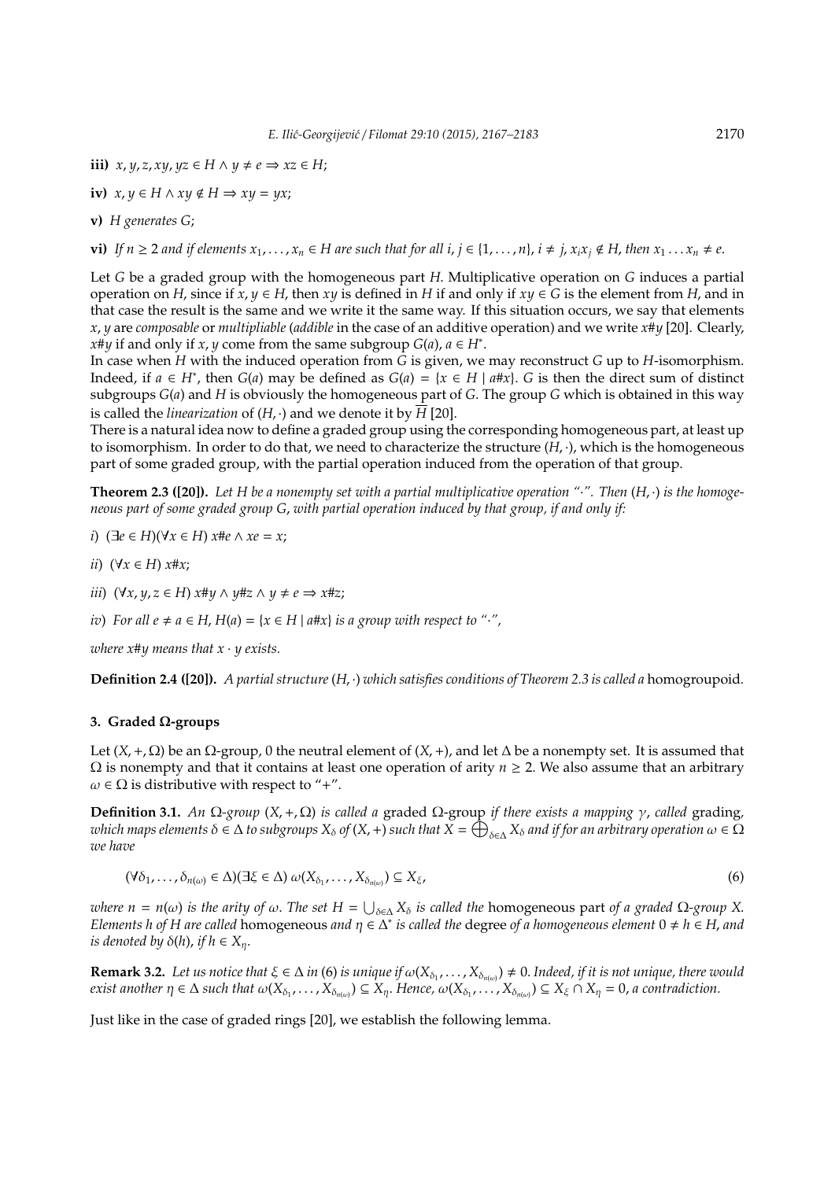**iii)** $x, y, z, xy, yz \in H \wedge y \neq e \Rightarrow xz \in H$;

**iv)** $x, y \in H \wedge xy \notin H \Rightarrow xy = yx$;

**v)** $H$ generates $G$;

**vi)** *If $n \geq 2$ and if elements $x_1, \ldots, x_n \in H$ are such that for all $i, j \in \{1, \ldots, n\}$, $i \neq j$, $x_i x_j \notin H$, then $x_1 \ldots x_n \neq e$.*

Let $G$ be a graded group with the homogeneous part $H$. Multiplicative operation on $G$ induces a partial operation on $H$, since if $x, y \in H$, then $xy$ is defined in $H$ if and only if $xy \in G$ is the element from $H$, and in that case the result is the same and we write it the same way. If this situation occurs, we say that elements $x, y$ are *composable* or *multipliable* (*addible* in the case of an additive operation) and we write $x\#y$ [20]. Clearly, $x\#y$ if and only if $x, y$ come from the same subgroup $G(a)$, $a \in H^*$.

In case when $H$ with the induced operation from $G$ is given, we may reconstruct $G$ up to $H$-isomorphism. Indeed, if $a \in H^*$, then $G(a)$ may be defined as $G(a) = \{x \in H \mid a\#x\}$. $G$ is then the direct sum of distinct subgroups $G(a)$ and $H$ is obviously the homogeneous part of $G$. The group $G$ which is obtained in this way is called the *linearization* of $(H, \cdot)$ and we denote it by $\overline{H}$ [20].

There is a natural idea now to define a graded group using the corresponding homogeneous part, at least up to isomorphism. In order to do that, we need to characterize the structure $(H, \cdot)$, which is the homogeneous part of some graded group, with the partial operation induced from the operation of that group.

**Theorem 2.3 ([20]).** *Let $H$ be a nonempty set with a partial multiplicative operation "$\cdot$". Then $(H, \cdot)$ is the homogeneous part of some graded group $G$, with partial operation induced by that group, if and only if:*

*i)* $(\exists e \in H)(\forall x \in H)\; x\#e \wedge xe = x$;

*ii)* $(\forall x \in H)\; x\#x$;

*iii)* $(\forall x, y, z \in H)\; x\#y \wedge y\#z \wedge y \neq e \Rightarrow x\#z$;

*iv)* *For all $e \neq a \in H$, $H(a) = \{x \in H \mid a\#x\}$ is a group with respect to "$\cdot$",*

*where $x\#y$ means that $x \cdot y$ exists.*

**Definition 2.4 ([20]).** *A partial structure $(H, \cdot)$ which satisfies conditions of Theorem 2.3 is called a* homogroupoid*.*

## 3. Graded Ω-groups

Let $(X, +, \Omega)$ be an $\Omega$-group, $0$ the neutral element of $(X, +)$, and let $\Delta$ be a nonempty set. It is assumed that $\Omega$ is nonempty and that it contains at least one operation of arity $n \geq 2$. We also assume that an arbitrary $\omega \in \Omega$ is distributive with respect to "$+$".

**Definition 3.1.** *An $\Omega$-group $(X, +, \Omega)$ is called a* graded $\Omega$-group *if there exists a mapping $\gamma$, called* grading*, which maps elements $\delta \in \Delta$ to subgroups $X_\delta$ of $(X, +)$ such that $X = \bigoplus_{\delta \in \Delta} X_\delta$ and if for an arbitrary operation $\omega \in \Omega$ we have*

$$(\forall \delta_1, \ldots, \delta_{n(\omega)} \in \Delta)(\exists \xi \in \Delta)\; \omega(X_{\delta_1}, \ldots, X_{\delta_{n(\omega)}}) \subseteq X_\xi, \tag{6}$$

*where $n = n(\omega)$ is the arity of $\omega$. The set $H = \bigcup_{\delta \in \Delta} X_\delta$ is called the* homogeneous part *of a graded $\Omega$-group $X$. Elements $h$ of $H$ are called* homogeneous *and $\eta \in \Delta^*$ is called the* degree *of a homogeneous element $0 \neq h \in H$, and is denoted by $\delta(h)$, if $h \in X_\eta$.*

**Remark 3.2.** *Let us notice that $\xi \in \Delta$ in (6) is unique if $\omega(X_{\delta_1}, \ldots, X_{\delta_{n(\omega)}}) \neq 0$. Indeed, if it is not unique, there would exist another $\eta \in \Delta$ such that $\omega(X_{\delta_1}, \ldots, X_{\delta_{n(\omega)}}) \subseteq X_\eta$. Hence, $\omega(X_{\delta_1}, \ldots, X_{\delta_{n(\omega)}}) \subseteq X_\xi \cap X_\eta = 0$, a contradiction.*

Just like in the case of graded rings [20], we establish the following lemma.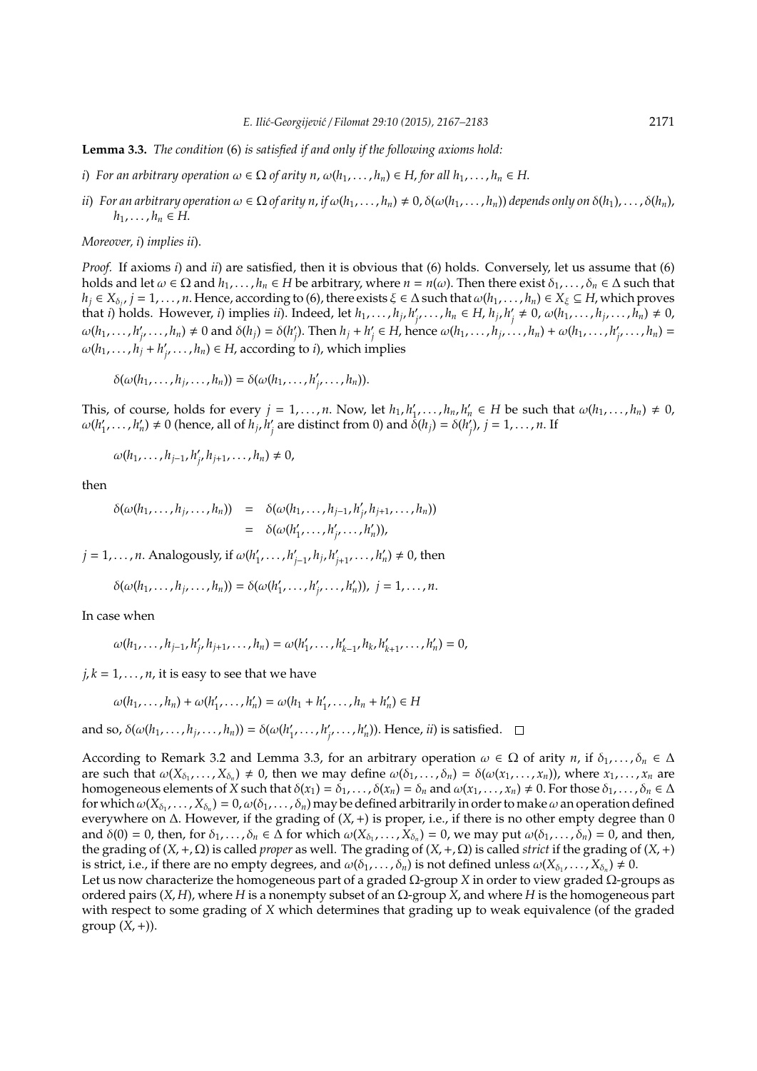**Lemma 3.3.** *The condition* (6) *is satisfied if and only if the following axioms hold:*

*i*) *For an arbitrary operation* $\omega \in \Omega$ *of arity* $n$, $\omega(h_1, \ldots, h_n) \in H$, *for all* $h_1, \ldots, h_n \in H$.

*ii*) *For an arbitrary operation* $\omega \in \Omega$ *of arity* $n$, *if* $\omega(h_1, \ldots, h_n) \neq 0$, $\delta(\omega(h_1, \ldots, h_n))$ *depends only on* $\delta(h_1), \ldots, \delta(h_n)$, $h_1, \ldots, h_n \in H$.

*Moreover, i*) *implies ii*).

*Proof.* If axioms *i*) and *ii*) are satisfied, then it is obvious that (6) holds. Conversely, let us assume that (6) holds and let $\omega \in \Omega$ and $h_1, \ldots, h_n \in H$ be arbitrary, where $n = n(\omega)$. Then there exist $\delta_1, \ldots, \delta_n \in \Delta$ such that $h_j \in X_{\delta_j}$, $j = 1, \ldots, n$. Hence, according to (6), there exists $\xi \in \Delta$ such that $\omega(h_1, \ldots, h_n) \in X_\xi \subseteq H$, which proves that *i*) holds. However, *i*) implies *ii*). Indeed, let $h_1, \ldots, h_j, h'_j, \ldots, h_n \in H$, $h_j, h'_j \neq 0$, $\omega(h_1, \ldots, h_j, \ldots, h_n) \neq 0$, $\omega(h_1, \ldots, h'_j, \ldots, h_n) \neq 0$ and $\delta(h_j) = \delta(h'_j)$. Then $h_j + h'_j \in H$, hence $\omega(h_1, \ldots, h_j, \ldots, h_n) + \omega(h_1, \ldots, h'_j, \ldots, h_n) = \omega(h_1, \ldots, h_j + h'_j, \ldots, h_n) \in H$, according to *i*), which implies

$$\delta(\omega(h_1, \ldots, h_j, \ldots, h_n)) = \delta(\omega(h_1, \ldots, h'_j, \ldots, h_n)).$$

This, of course, holds for every $j = 1, \ldots, n$. Now, let $h_1, h'_1, \ldots, h_n, h'_n \in H$ be such that $\omega(h_1, \ldots, h_n) \neq 0$, $\omega(h'_1, \ldots, h'_n) \neq 0$ (hence, all of $h_j, h'_j$ are distinct from 0) and $\delta(h_j) = \delta(h'_j)$, $j = 1, \ldots, n$. If

$$\omega(h_1, \ldots, h_{j-1}, h'_j, h_{j+1}, \ldots, h_n) \neq 0,$$

then

$$\begin{aligned}
\delta(\omega(h_1, \ldots, h_j, \ldots, h_n)) &= \delta(\omega(h_1, \ldots, h_{j-1}, h'_j, h_{j+1}, \ldots, h_n)) \\
&= \delta(\omega(h'_1, \ldots, h'_j, \ldots, h'_n)),
\end{aligned}$$

$j = 1, \ldots, n$. Analogously, if $\omega(h'_1, \ldots, h'_{j-1}, h_j, h'_{j+1}, \ldots, h'_n) \neq 0$, then

$$\delta(\omega(h_1, \ldots, h_j, \ldots, h_n)) = \delta(\omega(h'_1, \ldots, h'_j, \ldots, h'_n)), \; j = 1, \ldots, n.$$

In case when

$$\omega(h_1, \ldots, h_{j-1}, h'_j, h_{j+1}, \ldots, h_n) = \omega(h'_1, \ldots, h'_{k-1}, h_k, h'_{k+1}, \ldots, h'_n) = 0,$$

$j, k = 1, \ldots, n$, it is easy to see that we have

$$\omega(h_1, \ldots, h_n) + \omega(h'_1, \ldots, h'_n) = \omega(h_1 + h'_1, \ldots, h_n + h'_n) \in H$$

and so, $\delta(\omega(h_1, \ldots, h_j, \ldots, h_n)) = \delta(\omega(h'_1, \ldots, h'_j, \ldots, h'_n))$. Hence, *ii*) is satisfied. $\square$

According to Remark 3.2 and Lemma 3.3, for an arbitrary operation $\omega \in \Omega$ of arity $n$, if $\delta_1, \ldots, \delta_n \in \Delta$ are such that $\omega(X_{\delta_1}, \ldots, X_{\delta_n}) \neq 0$, then we may define $\omega(\delta_1, \ldots, \delta_n) = \delta(\omega(x_1, \ldots, x_n))$, where $x_1, \ldots, x_n$ are homogeneous elements of $X$ such that $\delta(x_1) = \delta_1, \ldots, \delta(x_n) = \delta_n$ and $\omega(x_1, \ldots, x_n) \neq 0$. For those $\delta_1, \ldots, \delta_n \in \Delta$ for which $\omega(X_{\delta_1}, \ldots, X_{\delta_n}) = 0$, $\omega(\delta_1, \ldots, \delta_n)$ may be defined arbitrarily in order to make $\omega$ an operation defined everywhere on $\Delta$. However, if the grading of $(X, +)$ is proper, i.e., if there is no other empty degree than 0 and $\delta(0) = 0$, then, for $\delta_1, \ldots, \delta_n \in \Delta$ for which $\omega(X_{\delta_1}, \ldots, X_{\delta_n}) = 0$, we may put $\omega(\delta_1, \ldots, \delta_n) = 0$, and then, the grading of $(X, +, \Omega)$ is called *proper* as well. The grading of $(X, +, \Omega)$ is called *strict* if the grading of $(X, +)$ is strict, i.e., if there are no empty degrees, and $\omega(\delta_1, \ldots, \delta_n)$ is not defined unless $\omega(X_{\delta_1}, \ldots, X_{\delta_n}) \neq 0$.

Let us now characterize the homogeneous part of a graded $\Omega$-group $X$ in order to view graded $\Omega$-groups as ordered pairs $(X, H)$, where $H$ is a nonempty subset of an $\Omega$-group $X$, and where $H$ is the homogeneous part with respect to some grading of $X$ which determines that grading up to weak equivalence (of the graded group $(X, +)$).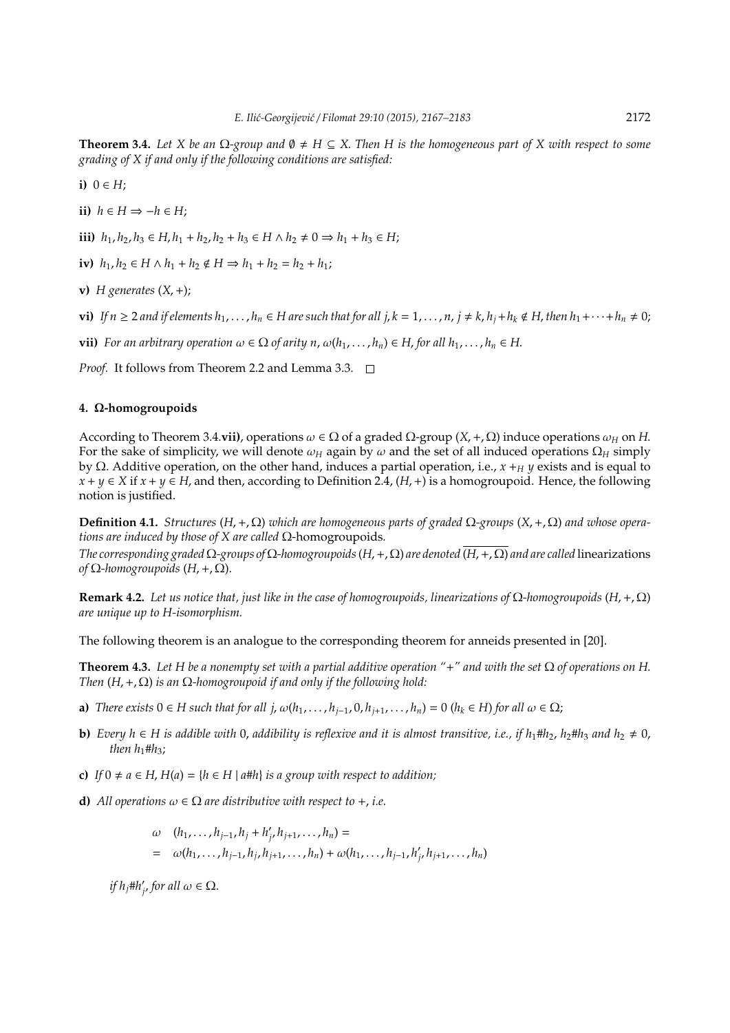**Theorem 3.4.** *Let $X$ be an $\Omega$-group and $\emptyset \neq H \subseteq X$. Then $H$ is the homogeneous part of $X$ with respect to some grading of $X$ if and only if the following conditions are satisfied:*

**i)** $0 \in H$;

**ii)** $h \in H \Rightarrow -h \in H$;

**iii)** $h_1, h_2, h_3 \in H, h_1 + h_2, h_2 + h_3 \in H \wedge h_2 \neq 0 \Rightarrow h_1 + h_3 \in H$;

**iv)** $h_1, h_2 \in H \wedge h_1 + h_2 \notin H \Rightarrow h_1 + h_2 = h_2 + h_1$;

**v)** *$H$ generates $(X, +)$;*

**vi)** *If $n \geq 2$ and if elements $h_1, \ldots, h_n \in H$ are such that for all $j, k = 1, \ldots, n$, $j \neq k$, $h_j + h_k \notin H$, then $h_1 + \cdots + h_n \neq 0$;*

**vii)** *For an arbitrary operation $\omega \in \Omega$ of arity $n$, $\omega(h_1, \ldots, h_n) \in H$, for all $h_1, \ldots, h_n \in H$.*

*Proof.* It follows from Theorem 2.2 and Lemma 3.3. □

#### 4. Ω-homogroupoids

According to Theorem 3.4.**vii)**, operations $\omega \in \Omega$ of a graded $\Omega$-group $(X, +, \Omega)$ induce operations $\omega_H$ on $H$. For the sake of simplicity, we will denote $\omega_H$ again by $\omega$ and the set of all induced operations $\Omega_H$ simply by $\Omega$. Additive operation, on the other hand, induces a partial operation, i.e., $x +_H y$ exists and is equal to $x + y \in X$ if $x + y \in H$, and then, according to Definition 2.4, $(H, +)$ is a homogroupoid. Hence, the following notion is justified.

**Definition 4.1.** *Structures $(H, +, \Omega)$ which are homogeneous parts of graded $\Omega$-groups $(X, +, \Omega)$ and whose operations are induced by those of $X$ are called* $\Omega$-homogroupoids*.*
*The corresponding graded $\Omega$-groups of $\Omega$-homogroupoids $(H, +, \Omega)$ are denoted $\overline{(H, +, \Omega)}$ and are called* linearizations *of $\Omega$-homogroupoids $(H, +, \Omega)$.*

**Remark 4.2.** *Let us notice that, just like in the case of homogroupoids, linearizations of $\Omega$-homogroupoids $(H, +, \Omega)$ are unique up to $H$-isomorphism.*

The following theorem is an analogue to the corresponding theorem for anneids presented in [20].

**Theorem 4.3.** *Let $H$ be a nonempty set with a partial additive operation "+" and with the set $\Omega$ of operations on $H$. Then $(H, +, \Omega)$ is an $\Omega$-homogroupoid if and only if the following hold:*

**a)** *There exists $0 \in H$ such that for all $j$, $\omega(h_1, \ldots, h_{j-1}, 0, h_{j+1}, \ldots, h_n) = 0$ ($h_k \in H$) for all $\omega \in \Omega$;*

**b)** *Every $h \in H$ is addible with $0$, addibility is reflexive and it is almost transitive, i.e., if $h_1 \# h_2$, $h_2 \# h_3$ and $h_2 \neq 0$, then $h_1 \# h_3$;*

**c)** *If $0 \neq a \in H$, $H(a) = \{h \in H \mid a \# h\}$ is a group with respect to addition;*

**d)** *All operations $\omega \in \Omega$ are distributive with respect to +, i.e.*

$$\begin{aligned} \omega & \quad (h_1, \ldots, h_{j-1}, h_j + h'_j, h_{j+1}, \ldots, h_n) = \\ & = \quad \omega(h_1, \ldots, h_{j-1}, h_j, h_{j+1}, \ldots, h_n) + \omega(h_1, \ldots, h_{j-1}, h'_j, h_{j+1}, \ldots, h_n) \end{aligned}$$

*if $h_j \# h'_j$, for all $\omega \in \Omega$.*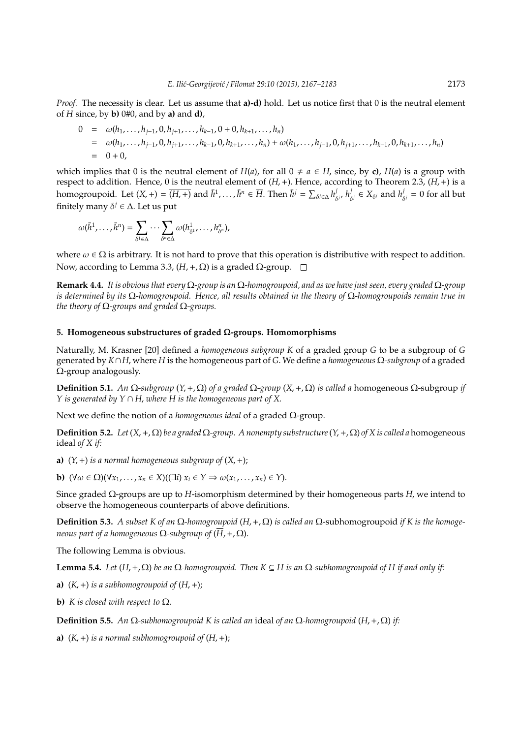*Proof.* The necessity is clear. Let us assume that **a)-d)** hold. Let us notice first that 0 is the neutral element of $H$ since, by **b)** $0\#0$, and by **a)** and **d)**,

$$
\begin{aligned}
0 &= \omega(h_1, \ldots, h_{j-1}, 0, h_{j+1}, \ldots, h_{k-1}, 0 + 0, h_{k+1}, \ldots, h_n) \\
&= \omega(h_1, \ldots, h_{j-1}, 0, h_{j+1}, \ldots, h_{k-1}, 0, h_{k+1}, \ldots, h_n) + \omega(h_1, \ldots, h_{j-1}, 0, h_{j+1}, \ldots, h_{k-1}, 0, h_{k+1}, \ldots, h_n) \\
&= 0 + 0,
\end{aligned}
$$

which implies that 0 is the neutral element of $H(a)$, for all $0 \neq a \in H$, since, by **c)**, $H(a)$ is a group with respect to addition. Hence, 0 is the neutral element of $(H, +)$. Hence, according to Theorem 2.3, $(H, +)$ is a homogroupoid. Let $(X, +) = \overline{(H, +)}$ and $\bar{h}^1, \ldots, \bar{h}^n \in \overline{H}$. Then $\bar{h}^j = \sum_{\delta^j \in \Delta} h^j_{\delta^j}$, $h^j_{\delta^j} \in X_{\delta^j}$ and $h^j_{\delta^j} = 0$ for all but finitely many $\delta^j \in \Delta$. Let us put

$$
\omega(\bar{h}^1, \ldots, \bar{h}^n) = \sum_{\delta^1 \in \Delta} \cdots \sum_{\delta^n \in \Delta} \omega(h^1_{\delta^1}, \ldots, h^n_{\delta^n}),
$$

where $\omega \in \Omega$ is arbitrary. It is not hard to prove that this operation is distributive with respect to addition. Now, according to Lemma 3.3, $(\overline{H}, +, \Omega)$ is a graded $\Omega$-group. $\square$

**Remark 4.4.** *It is obvious that every $\Omega$-group is an $\Omega$-homogroupoid, and as we have just seen, every graded $\Omega$-group is determined by its $\Omega$-homogroupoid. Hence, all results obtained in the theory of $\Omega$-homogroupoids remain true in the theory of $\Omega$-groups and graded $\Omega$-groups.*

## 5. Homogeneous substructures of graded Ω-groups. Homomorphisms

Naturally, M. Krasner [20] defined a *homogeneous subgroup $K$* of a graded group $G$ to be a subgroup of $G$ generated by $K \cap H$, where $H$ is the homogeneous part of $G$. We define a *homogeneous $\Omega$-subgroup* of a graded $\Omega$-group analogously.

**Definition 5.1.** *An $\Omega$-subgroup $(Y, +, \Omega)$ of a graded $\Omega$-group $(X, +, \Omega)$ is called a* homogeneous $\Omega$-subgroup *if $Y$ is generated by $Y \cap H$, where $H$ is the homogeneous part of $X$.*

Next we define the notion of a *homogeneous ideal* of a graded $\Omega$-group.

**Definition 5.2.** *Let $(X, +, \Omega)$ be a graded $\Omega$-group. A nonempty substructure $(Y, +, \Omega)$ of $X$ is called a* homogeneous ideal *of $X$ if:*

**a)** *$(Y, +)$ is a normal homogeneous subgroup of $(X, +)$;*

**b)** *$(\forall \omega \in \Omega)(\forall x_1, \ldots, x_n \in X)((\exists i)\ x_i \in Y \Rightarrow \omega(x_1, \ldots, x_n) \in Y)$.*

Since graded $\Omega$-groups are up to $H$-isomorphism determined by their homogeneous parts $H$, we intend to observe the homogeneous counterparts of above definitions.

**Definition 5.3.** *A subset $K$ of an $\Omega$-homogroupoid $(H, +, \Omega)$ is called an* $\Omega$-subhomogroupoid *if $K$ is the homogeneous part of a homogeneous $\Omega$-subgroup of $(\overline{H}, +, \Omega)$.*

The following Lemma is obvious.

**Lemma 5.4.** *Let $(H, +, \Omega)$ be an $\Omega$-homogroupoid. Then $K \subseteq H$ is an $\Omega$-subhomogroupoid of $H$ if and only if:*

**a)** *$(K, +)$ is a subhomogroupoid of $(H, +)$;*

**b)** *$K$ is closed with respect to $\Omega$.*

**Definition 5.5.** *An $\Omega$-subhomogroupoid $K$ is called an* ideal *of an $\Omega$-homogroupoid $(H, +, \Omega)$ if:*

**a)** *$(K, +)$ is a normal subhomogroupoid of $(H, +)$;*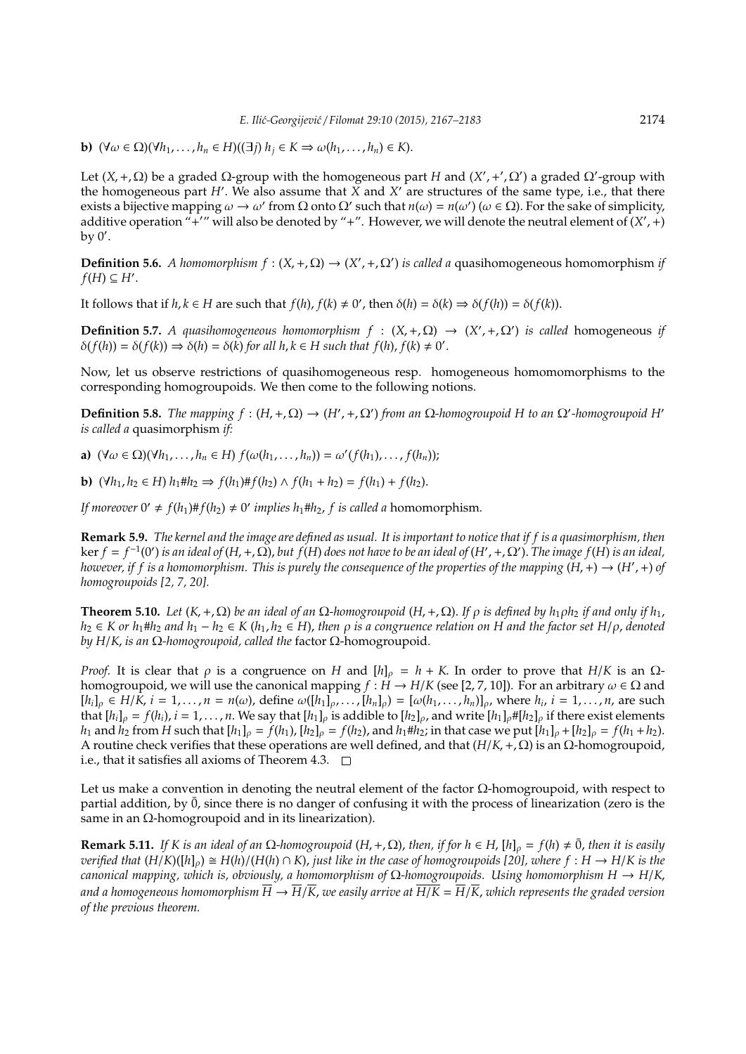**b)** $(\forall \omega \in \Omega)(\forall h_1, \ldots, h_n \in H)((\exists j)\ h_j \in K \Rightarrow \omega(h_1, \ldots, h_n) \in K)$.

Let $(X, +, \Omega)$ be a graded $\Omega$-group with the homogeneous part $H$ and $(X', +', \Omega')$ a graded $\Omega'$-group with the homogeneous part $H'$. We also assume that $X$ and $X'$ are structures of the same type, i.e., that there exists a bijective mapping $\omega \to \omega'$ from $\Omega$ onto $\Omega'$ such that $n(\omega) = n(\omega')$ $(\omega \in \Omega)$. For the sake of simplicity, additive operation "$+'$" will also be denoted by "$+$". However, we will denote the neutral element of $(X', +)$ by $0'$.

**Definition 5.6.** *A homomorphism $f : (X, +, \Omega) \to (X', +, \Omega')$ is called a* quasihomogeneous homomorphism *if $f(H) \subseteq H'$.*

It follows that if $h, k \in H$ are such that $f(h), f(k) \neq 0'$, then $\delta(h) = \delta(k) \Rightarrow \delta(f(h)) = \delta(f(k))$.

**Definition 5.7.** *A quasihomogeneous homomorphism $f : (X, +, \Omega) \to (X', +, \Omega')$ is called* homogeneous *if $\delta(f(h)) = \delta(f(k)) \Rightarrow \delta(h) = \delta(k)$ for all $h, k \in H$ such that $f(h), f(k) \neq 0'$.*

Now, let us observe restrictions of quasihomogeneous resp. homogeneous homomomorphisms to the corresponding homogroupoids. We then come to the following notions.

**Definition 5.8.** *The mapping $f : (H, +, \Omega) \to (H', +, \Omega')$ from an $\Omega$-homogroupoid $H$ to an $\Omega'$-homogroupoid $H'$ is called a* quasimorphism *if:*

**a)** $(\forall \omega \in \Omega)(\forall h_1, \ldots, h_n \in H)\ f(\omega(h_1, \ldots, h_n)) = \omega'(f(h_1), \ldots, f(h_n))$;

**b)** $(\forall h_1, h_2 \in H)\ h_1 \# h_2 \Rightarrow f(h_1) \# f(h_2) \wedge f(h_1 + h_2) = f(h_1) + f(h_2)$.

*If moreover $0' \neq f(h_1) \# f(h_2) \neq 0'$ implies $h_1 \# h_2$, $f$ is called a* homomorphism.

**Remark 5.9.** *The kernel and the image are defined as usual. It is important to notice that if $f$ is a quasimorphism, then $\ker f = f^{-1}(0')$ is an ideal of $(H, +, \Omega)$, but $f(H)$ does not have to be an ideal of $(H', +, \Omega')$. The image $f(H)$ is an ideal, however, if $f$ is a homomorphism. This is purely the consequence of the properties of the mapping $(H, +) \to (H', +)$ of homogroupoids [2, 7, 20].*

**Theorem 5.10.** *Let $(K, +, \Omega)$ be an ideal of an $\Omega$-homogroupoid $(H, +, \Omega)$. If $\rho$ is defined by $h_1 \rho h_2$ if and only if $h_1$, $h_2 \in K$ or $h_1 \# h_2$ and $h_1 - h_2 \in K$ $(h_1, h_2 \in H)$, then $\rho$ is a congruence relation on $H$ and the factor set $H/\rho$, denoted by $H/K$, is an $\Omega$-homogroupoid, called the* factor $\Omega$-homogroupoid.

*Proof.* It is clear that $\rho$ is a congruence on $H$ and $[h]_\rho = h + K$. In order to prove that $H/K$ is an $\Omega$-homogroupoid, we will use the canonical mapping $f : H \to H/K$ (see [2, 7, 10]). For an arbitrary $\omega \in \Omega$ and $[h_i]_\rho \in H/K$, $i = 1, \ldots, n = n(\omega)$, define $\omega([h_1]_\rho, \ldots, [h_n]_\rho) = [\omega(h_1, \ldots, h_n)]_\rho$, where $h_i$, $i = 1, \ldots, n$, are such that $[h_i]_\rho = f(h_i)$, $i = 1, \ldots, n$. We say that $[h_1]_\rho$ is addible to $[h_2]_\rho$, and write $[h_1]_\rho \# [h_2]_\rho$ if there exist elements $h_1$ and $h_2$ from $H$ such that $[h_1]_\rho = f(h_1)$, $[h_2]_\rho = f(h_2)$, and $h_1 \# h_2$; in that case we put $[h_1]_\rho + [h_2]_\rho = f(h_1 + h_2)$. A routine check verifies that these operations are well defined, and that $(H/K, +, \Omega)$ is an $\Omega$-homogroupoid, i.e., that it satisfies all axioms of Theorem 4.3. $\square$

Let us make a convention in denoting the neutral element of the factor $\Omega$-homogroupoid, with respect to partial addition, by $\bar{0}$, since there is no danger of confusing it with the process of linearization (zero is the same in an $\Omega$-homogroupoid and in its linearization).

**Remark 5.11.** *If $K$ is an ideal of an $\Omega$-homogroupoid $(H, +, \Omega)$, then, if for $h \in H$, $[h]_\rho = f(h) \neq \bar{0}$, then it is easily verified that $(H/K)([h]_\rho) \cong H(h)/(H(h) \cap K)$, just like in the case of homogroupoids [20], where $f : H \to H/K$ is the canonical mapping, which is, obviously, a homomorphism of $\Omega$-homogroupoids. Using homomorphism $H \to H/K$, and a homogeneous homomorphism $\overline{H} \to \overline{H}/\overline{K}$, we easily arrive at $\overline{H/K} = \overline{H}/\overline{K}$, which represents the graded version of the previous theorem.*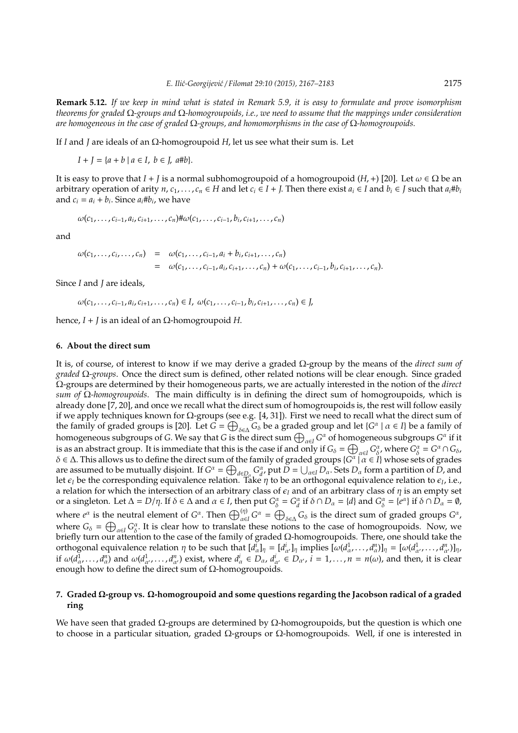**Remark 5.12.** *If we keep in mind what is stated in Remark 5.9, it is easy to formulate and prove isomorphism theorems for graded* $\Omega$*-groups and* $\Omega$*-homogroupoids, i.e., we need to assume that the mappings under consideration are homogeneous in the case of graded* $\Omega$*-groups, and homomorphisms in the case of* $\Omega$*-homogroupoids.*

If $I$ and $J$ are ideals of an $\Omega$-homogroupoid $H$, let us see what their sum is. Let

$$I + J = \{a + b \mid a \in I,\ b \in J,\ a\#b\}.$$

It is easy to prove that $I + J$ is a normal subhomogroupoid of a homogroupoid $(H, +)$ [20]. Let $\omega \in \Omega$ be an arbitrary operation of arity $n$, $c_1, \ldots, c_n \in H$ and let $c_i \in I + J$. Then there exist $a_i \in I$ and $b_i \in J$ such that $a_i\#b_i$ and $c_i = a_i + b_i$. Since $a_i\#b_i$, we have

$$\omega(c_1, \ldots, c_{i-1}, a_i, c_{i+1}, \ldots, c_n)\#\omega(c_1, \ldots, c_{i-1}, b_i, c_{i+1}, \ldots, c_n)$$

and

$$\begin{aligned}
\omega(c_1, \ldots, c_i, \ldots, c_n) &= \omega(c_1, \ldots, c_{i-1}, a_i + b_i, c_{i+1}, \ldots, c_n) \\
&= \omega(c_1, \ldots, c_{i-1}, a_i, c_{i+1}, \ldots, c_n) + \omega(c_1, \ldots, c_{i-1}, b_i, c_{i+1}, \ldots, c_n).
\end{aligned}$$

Since $I$ and $J$ are ideals,

$$\omega(c_1, \ldots, c_{i-1}, a_i, c_{i+1}, \ldots, c_n) \in I,\ \omega(c_1, \ldots, c_{i-1}, b_i, c_{i+1}, \ldots, c_n) \in J,$$

hence, $I + J$ is an ideal of an $\Omega$-homogroupoid $H$.

## 6. About the direct sum

It is, of course, of interest to know if we may derive a graded $\Omega$-group by the means of the *direct sum of graded* $\Omega$*-groups*. Once the direct sum is defined, other related notions will be clear enough. Since graded $\Omega$-groups are determined by their homogeneous parts, we are actually interested in the notion of the *direct sum of* $\Omega$*-homogroupoids*. The main difficulty is in defining the direct sum of homogroupoids, which is already done [7, 20], and once we recall what the direct sum of homogroupoids is, the rest will follow easily if we apply techniques known for $\Omega$-groups (see e.g. [4, 31]). First we need to recall what the direct sum of the family of graded groups is [20]. Let $G = \bigoplus_{\delta \in \Delta} G_\delta$ be a graded group and let $\{G^\alpha \mid \alpha \in I\}$ be a family of homogeneous subgroups of $G$. We say that $G$ is the direct sum $\bigoplus_{\alpha \in I} G^\alpha$ of homogeneous subgroups $G^\alpha$ if it is as an abstract group. It is immediate that this is the case if and only if $G_\delta = \bigoplus_{\alpha \in I} G^\alpha_\delta$, where $G^\alpha_\delta = G^\alpha \cap G_\delta$, $\delta \in \Delta$. This allows us to define the direct sum of the family of graded groups $\{G^\alpha \mid \alpha \in I\}$ whose sets of grades are assumed to be mutually disjoint. If $G^\alpha = \bigoplus_{d \in D_\alpha} G^\alpha_d$, put $D = \bigcup_{\alpha \in I} D_\alpha$. Sets $D_\alpha$ form a partition of $D$, and let $\epsilon_I$ be the corresponding equivalence relation. Take $\eta$ to be an orthogonal equivalence relation to $\epsilon_I$, i.e., a relation for which the intersection of an arbitrary class of $\epsilon_I$ and of an arbitrary class of $\eta$ is an empty set or a singleton. Let $\Delta = D/\eta$. If $\delta \in \Delta$ and $\alpha \in I$, then put $G^\alpha_\delta = G^\alpha_d$ if $\delta \cap D_\alpha = \{d\}$ and $G^\alpha_\delta = \{e^\alpha\}$ if $\delta \cap D_\alpha = \emptyset$, where $e^\alpha$ is the neutral element of $G^\alpha$. Then $\bigoplus^{(\eta)}_{\alpha \in I} G^\alpha = \bigoplus_{\delta \in \Delta} G_\delta$ is the direct sum of graded groups $G^\alpha$, where $G_\delta = \bigoplus_{\alpha \in I} G^\alpha_\delta$. It is clear how to translate these notions to the case of homogroupoids. Now, we briefly turn our attention to the case of the family of graded $\Omega$-homogroupoids. There, one should take the orthogonal equivalence relation $\eta$ to be such that $[d^i_\alpha]_\eta = [d^i_{\alpha'}]_\eta$ implies $[\omega(d^1_\alpha, \ldots, d^n_\alpha)]_\eta = [\omega(d^1_{\alpha'}, \ldots, d^n_{\alpha'})]_\eta$, if $\omega(d^1_\alpha, \ldots, d^n_\alpha)$ and $\omega(d^1_{\alpha'}, \ldots, d^n_{\alpha'})$ exist, where $d^i_\alpha \in D_\alpha$, $d^i_{\alpha'} \in D_{\alpha'}$, $i = 1, \ldots, n = n(\omega)$, and then, it is clear enough how to define the direct sum of $\Omega$-homogroupoids.

## 7. Graded $\Omega$-group vs. $\Omega$-homogroupoid and some questions regarding the Jacobson radical of a graded ring

We have seen that graded $\Omega$-groups are determined by $\Omega$-homogroupoids, but the question is which one to choose in a particular situation, graded $\Omega$-groups or $\Omega$-homogroupoids. Well, if one is interested in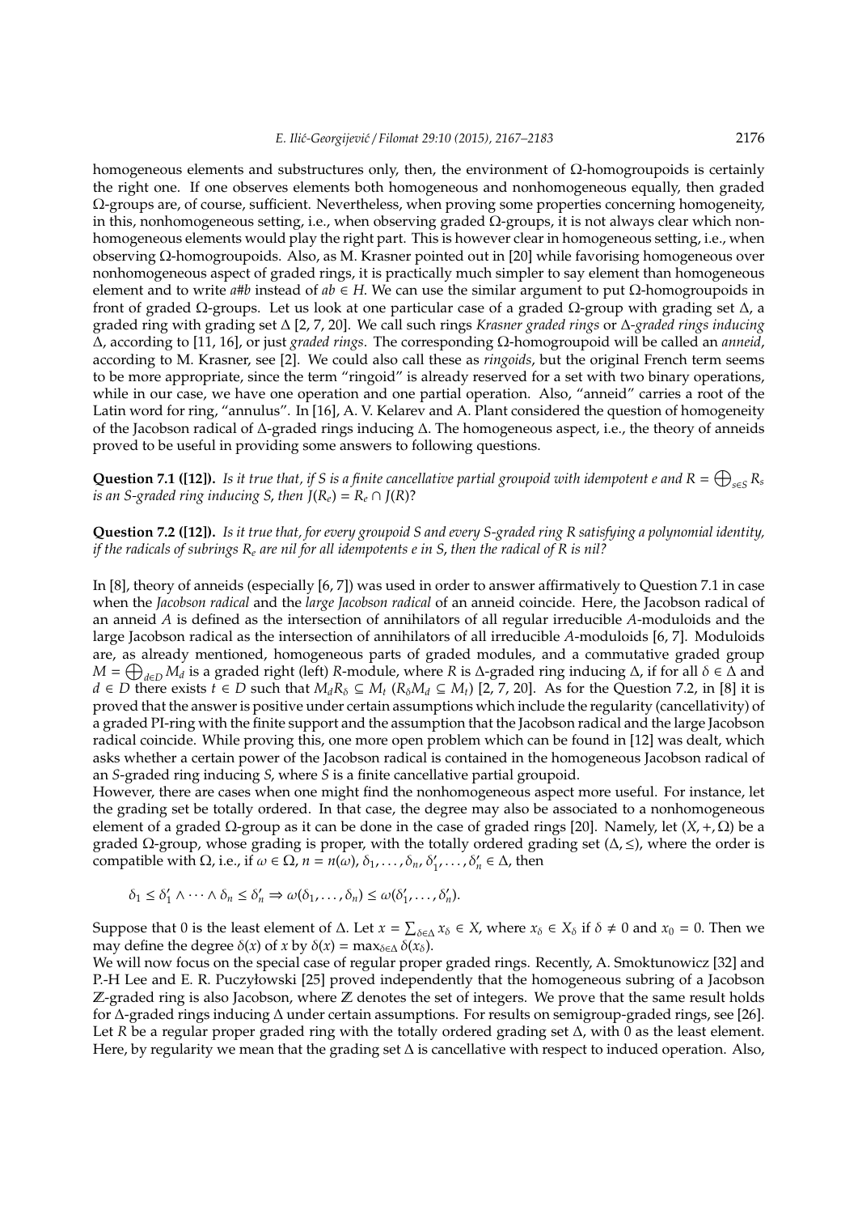homogeneous elements and substructures only, then, the environment of Ω-homogroupoids is certainly the right one. If one observes elements both homogeneous and nonhomogeneous equally, then graded Ω-groups are, of course, sufficient. Nevertheless, when proving some properties concerning homogeneity, in this, nonhomogeneous setting, i.e., when observing graded Ω-groups, it is not always clear which nonhomogeneous elements would play the right part. This is however clear in homogeneous setting, i.e., when observing Ω-homogroupoids. Also, as M. Krasner pointed out in [20] while favorising homogeneous over nonhomogeneous aspect of graded rings, it is practically much simpler to say element than homogeneous element and to write $a\#b$ instead of $ab \in H$. We can use the similar argument to put Ω-homogroupoids in front of graded Ω-groups. Let us look at one particular case of a graded Ω-group with grading set Δ, a graded ring with grading set Δ [2, 7, 20]. We call such rings *Krasner graded rings* or *Δ-graded rings inducing* Δ, according to [11, 16], or just *graded rings*. The corresponding Ω-homogroupoid will be called an *anneid*, according to M. Krasner, see [2]. We could also call these as *ringoids*, but the original French term seems to be more appropriate, since the term "ringoid" is already reserved for a set with two binary operations, while in our case, we have one operation and one partial operation. Also, "anneid" carries a root of the Latin word for ring, "annulus". In [16], A. V. Kelarev and A. Plant considered the question of homogeneity of the Jacobson radical of Δ-graded rings inducing Δ. The homogeneous aspect, i.e., the theory of anneids proved to be useful in providing some answers to following questions.

**Question 7.1 ([12]).** *Is it true that, if $S$ is a finite cancellative partial groupoid with idempotent $e$ and $R = \bigoplus_{s\in S} R_s$ is an $S$-graded ring inducing $S$, then $J(R_e) = R_e \cap J(R)$?*

**Question 7.2 ([12]).** *Is it true that, for every groupoid $S$ and every $S$-graded ring $R$ satisfying a polynomial identity, if the radicals of subrings $R_e$ are nil for all idempotents $e$ in $S$, then the radical of $R$ is nil?*

In [8], theory of anneids (especially [6, 7]) was used in order to answer affirmatively to Question 7.1 in case when the *Jacobson radical* and the *large Jacobson radical* of an anneid coincide. Here, the Jacobson radical of an anneid $A$ is defined as the intersection of annihilators of all regular irreducible $A$-moduloids and the large Jacobson radical as the intersection of annihilators of all irreducible $A$-moduloids [6, 7]. Moduloids are, as already mentioned, homogeneous parts of graded modules, and a commutative graded group $M = \bigoplus_{d\in D} M_d$ is a graded right (left) $R$-module, where $R$ is Δ-graded ring inducing Δ, if for all $\delta \in \Delta$ and $d \in D$ there exists $t \in D$ such that $M_d R_\delta \subseteq M_t$ ($R_\delta M_d \subseteq M_t$) [2, 7, 20]. As for the Question 7.2, in [8] it is proved that the answer is positive under certain assumptions which include the regularity (cancellativity) of a graded PI-ring with the finite support and the assumption that the Jacobson radical and the large Jacobson radical coincide. While proving this, one more open problem which can be found in [12] was dealt, which asks whether a certain power of the Jacobson radical is contained in the homogeneous Jacobson radical of an $S$-graded ring inducing $S$, where $S$ is a finite cancellative partial groupoid.

However, there are cases when one might find the nonhomogeneous aspect more useful. For instance, let the grading set be totally ordered. In that case, the degree may also be associated to a nonhomogeneous element of a graded Ω-group as it can be done in the case of graded rings [20]. Namely, let $(X, +, \Omega)$ be a graded Ω-group, whose grading is proper, with the totally ordered grading set $(\Delta, \leq)$, where the order is compatible with Ω, i.e., if $\omega \in \Omega$, $n = n(\omega)$, $\delta_1, \ldots, \delta_n, \delta'_1, \ldots, \delta'_n \in \Delta$, then

$$\delta_1 \leq \delta'_1 \wedge \cdots \wedge \delta_n \leq \delta'_n \Rightarrow \omega(\delta_1, \ldots, \delta_n) \leq \omega(\delta'_1, \ldots, \delta'_n).$$

Suppose that 0 is the least element of Δ. Let $x = \sum_{\delta\in\Delta} x_\delta \in X$, where $x_\delta \in X_\delta$ if $\delta \neq 0$ and $x_0 = 0$. Then we may define the degree $\delta(x)$ of $x$ by $\delta(x) = \max_{\delta\in\Delta} \delta(x_\delta)$.

We will now focus on the special case of regular proper graded rings. Recently, A. Smoktunowicz [32] and P.-H Lee and E. R. Puczyłowski [25] proved independently that the homogeneous subring of a Jacobson $\mathbb{Z}$-graded ring is also Jacobson, where $\mathbb{Z}$ denotes the set of integers. We prove that the same result holds for Δ-graded rings inducing Δ under certain assumptions. For results on semigroup-graded rings, see [26].

Let $R$ be a regular proper graded ring with the totally ordered grading set Δ, with 0 as the least element. Here, by regularity we mean that the grading set Δ is cancellative with respect to induced operation. Also,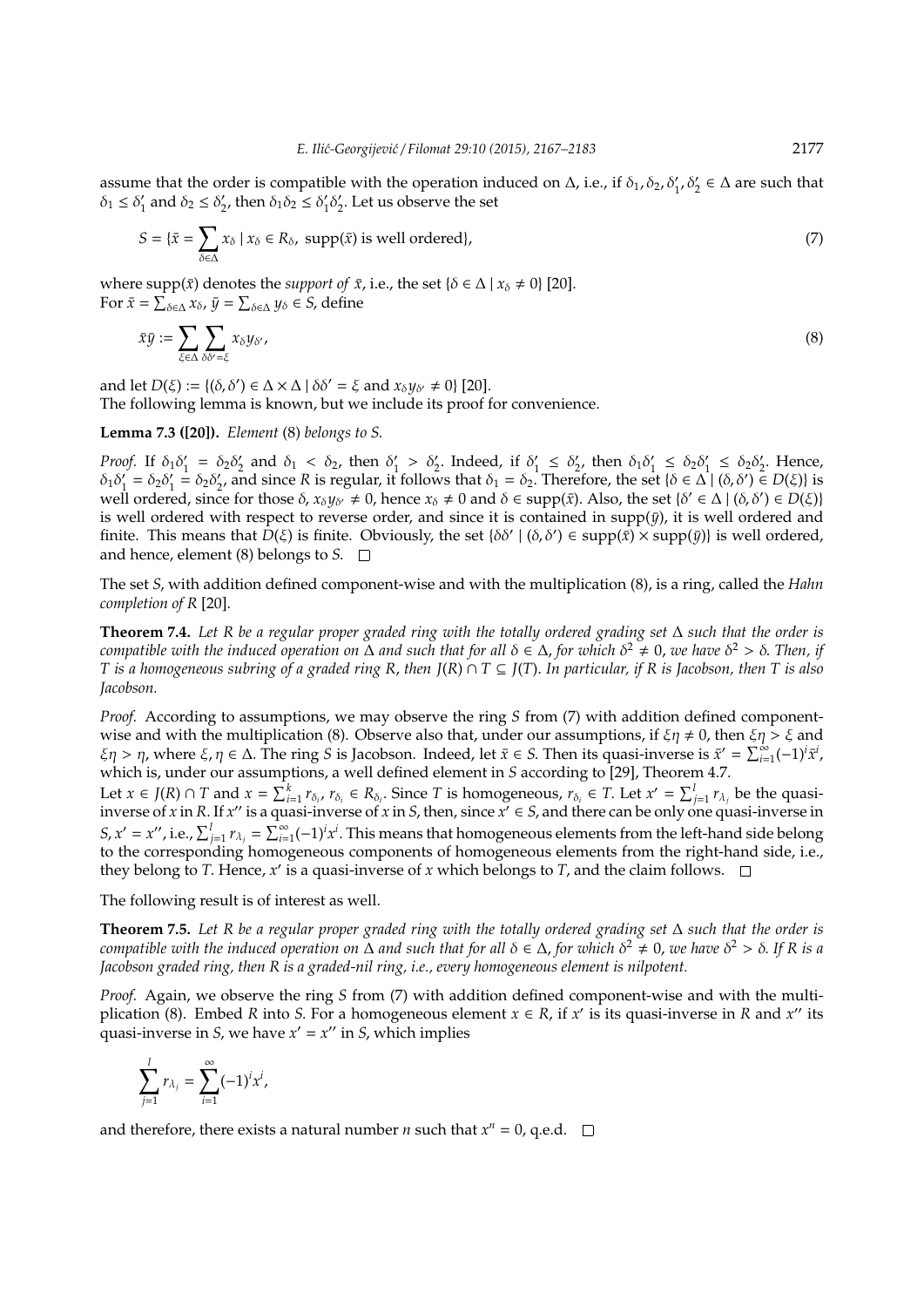assume that the order is compatible with the operation induced on $\Delta$, i.e., if $\delta_1, \delta_2, \delta_1', \delta_2' \in \Delta$ are such that $\delta_1 \leq \delta_1'$ and $\delta_2 \leq \delta_2'$, then $\delta_1\delta_2 \leq \delta_1'\delta_2'$. Let us observe the set

$$S = \{\bar{x} = \sum_{\delta \in \Delta} x_\delta \mid x_\delta \in R_\delta, \text{ supp}(\bar{x}) \text{ is well ordered}\}, \tag{7}$$

where $\text{supp}(\bar{x})$ denotes the *support of* $\bar{x}$, i.e., the set $\{\delta \in \Delta \mid x_\delta \neq 0\}$ [20].
For $\bar{x} = \sum_{\delta \in \Delta} x_\delta$, $\bar{y} = \sum_{\delta \in \Delta} y_\delta \in S$, define

$$\bar{x}\bar{y} := \sum_{\xi \in \Delta} \sum_{\delta\delta' = \xi} x_\delta y_{\delta'}, \tag{8}$$

and let $D(\xi) := \{(\delta, \delta') \in \Delta \times \Delta \mid \delta\delta' = \xi \text{ and } x_\delta y_{\delta'} \neq 0\}$ [20].
The following lemma is known, but we include its proof for convenience.

**Lemma 7.3 ([20]).** *Element* (8) *belongs to* $S$.

*Proof.* If $\delta_1\delta_1' = \delta_2\delta_2'$ and $\delta_1 < \delta_2$, then $\delta_1' > \delta_2'$. Indeed, if $\delta_1' \leq \delta_2'$, then $\delta_1\delta_1' \leq \delta_2\delta_1' \leq \delta_2\delta_2'$. Hence, $\delta_1\delta_1' = \delta_2\delta_1' = \delta_2\delta_2'$, and since $R$ is regular, it follows that $\delta_1 = \delta_2$. Therefore, the set $\{\delta \in \Delta \mid (\delta, \delta') \in D(\xi)\}$ is well ordered, since for those $\delta$, $x_\delta y_{\delta'} \neq 0$, hence $x_\delta \neq 0$ and $\delta \in \text{supp}(\bar{x})$. Also, the set $\{\delta' \in \Delta \mid (\delta, \delta') \in D(\xi)\}$ is well ordered with respect to reverse order, and since it is contained in $\text{supp}(\bar{y})$, it is well ordered and finite. This means that $D(\xi)$ is finite. Obviously, the set $\{\delta\delta' \mid (\delta, \delta') \in \text{supp}(\bar{x}) \times \text{supp}(\bar{y})\}$ is well ordered, and hence, element (8) belongs to $S$. $\square$

The set $S$, with addition defined component-wise and with the multiplication (8), is a ring, called the *Hahn completion of* $R$ [20].

**Theorem 7.4.** *Let* $R$ *be a regular proper graded ring with the totally ordered grading set* $\Delta$ *such that the order is compatible with the induced operation on* $\Delta$ *and such that for all* $\delta \in \Delta$, *for which* $\delta^2 \neq 0$, *we have* $\delta^2 > \delta$. *Then, if* $T$ *is a homogeneous subring of a graded ring* $R$, *then* $J(R) \cap T \subseteq J(T)$. *In particular, if* $R$ *is Jacobson, then* $T$ *is also Jacobson.*

*Proof.* According to assumptions, we may observe the ring $S$ from (7) with addition defined component-wise and with the multiplication (8). Observe also that, under our assumptions, if $\xi\eta \neq 0$, then $\xi\eta > \xi$ and $\xi\eta > \eta$, where $\xi, \eta \in \Delta$. The ring $S$ is Jacobson. Indeed, let $\bar{x} \in S$. Then its quasi-inverse is $\bar{x}' = \sum_{i=1}^{\infty}(-1)^i\bar{x}^i$, which is, under our assumptions, a well defined element in $S$ according to [29], Theorem 4.7.
Let $x \in J(R) \cap T$ and $x = \sum_{i=1}^{k} r_{\delta_i}$, $r_{\delta_i} \in R_{\delta_i}$. Since $T$ is homogeneous, $r_{\delta_i} \in T$. Let $x' = \sum_{j=1}^{l} r_{\lambda_j}$ be the quasi-inverse of $x$ in $R$. If $x''$ is a quasi-inverse of $x$ in $S$, then, since $x' \in S$, and there can be only one quasi-inverse in $S$, $x' = x''$, i.e., $\sum_{j=1}^{l} r_{\lambda_j} = \sum_{i=1}^{\infty}(-1)^i x^i$. This means that homogeneous elements from the left-hand side belong to the corresponding homogeneous components of homogeneous elements from the right-hand side, i.e., they belong to $T$. Hence, $x'$ is a quasi-inverse of $x$ which belongs to $T$, and the claim follows. $\square$

The following result is of interest as well.

**Theorem 7.5.** *Let* $R$ *be a regular proper graded ring with the totally ordered grading set* $\Delta$ *such that the order is compatible with the induced operation on* $\Delta$ *and such that for all* $\delta \in \Delta$, *for which* $\delta^2 \neq 0$, *we have* $\delta^2 > \delta$. *If* $R$ *is a Jacobson graded ring, then* $R$ *is a graded-nil ring, i.e., every homogeneous element is nilpotent.*

*Proof.* Again, we observe the ring $S$ from (7) with addition defined component-wise and with the multiplication (8). Embed $R$ into $S$. For a homogeneous element $x \in R$, if $x'$ is its quasi-inverse in $R$ and $x''$ its quasi-inverse in $S$, we have $x' = x''$ in $S$, which implies

$$\sum_{j=1}^{l} r_{\lambda_j} = \sum_{i=1}^{\infty}(-1)^i x^i,$$

and therefore, there exists a natural number $n$ such that $x^n = 0$, q.e.d. $\square$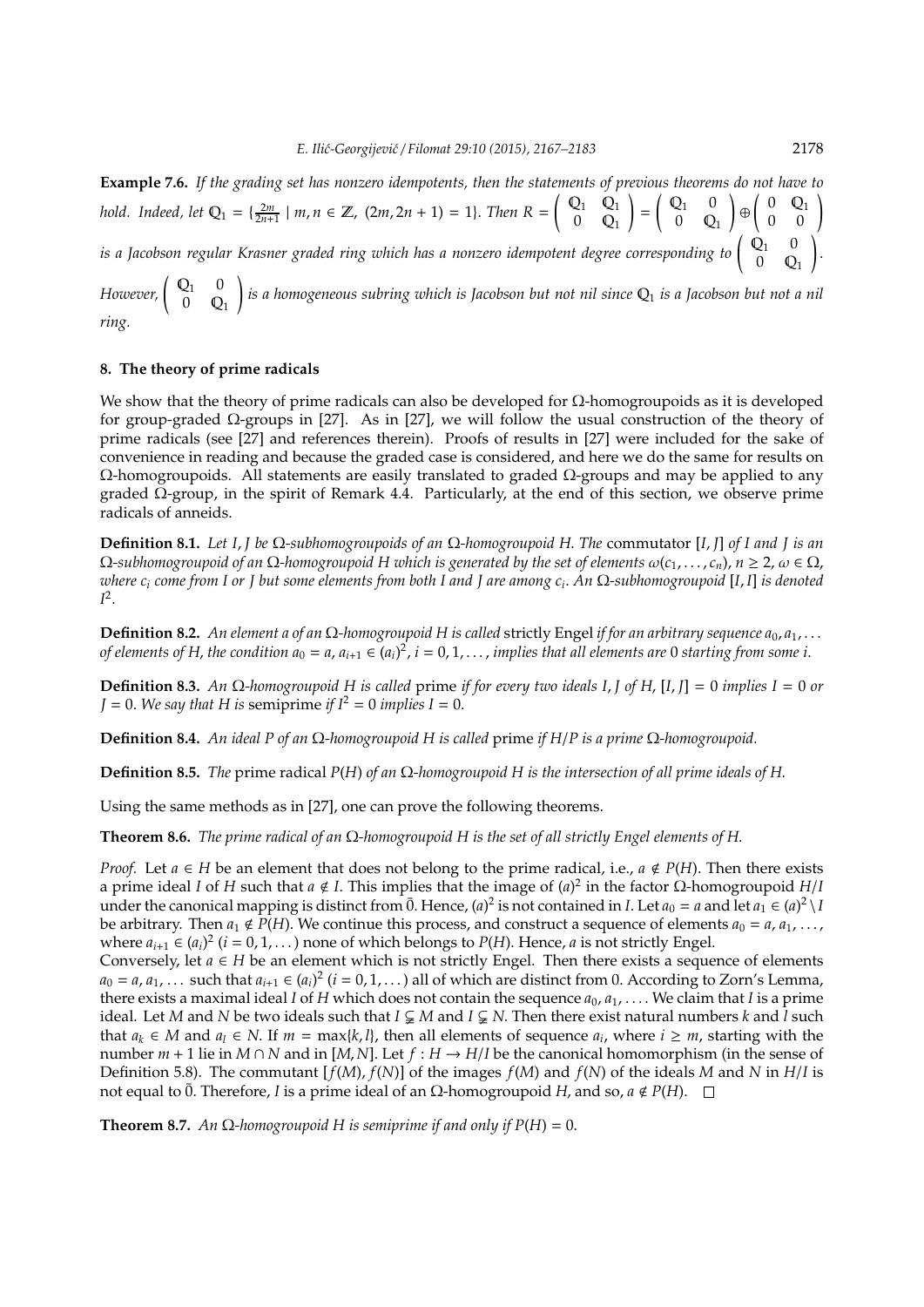**Example 7.6.** *If the grading set has nonzero idempotents, then the statements of previous theorems do not have to hold. Indeed, let $\mathbb{Q}_1 = \{\frac{2m}{2n+1} \mid m, n \in \mathbb{Z},\ (2m, 2n+1) = 1\}$. Then $R = \begin{pmatrix} \mathbb{Q}_1 & \mathbb{Q}_1 \\ 0 & \mathbb{Q}_1 \end{pmatrix} = \begin{pmatrix} \mathbb{Q}_1 & 0 \\ 0 & \mathbb{Q}_1 \end{pmatrix} \oplus \begin{pmatrix} 0 & \mathbb{Q}_1 \\ 0 & 0 \end{pmatrix}$ is a Jacobson regular Krasner graded ring which has a nonzero idempotent degree corresponding to $\begin{pmatrix} \mathbb{Q}_1 & 0 \\ 0 & \mathbb{Q}_1 \end{pmatrix}$. However, $\begin{pmatrix} \mathbb{Q}_1 & 0 \\ 0 & \mathbb{Q}_1 \end{pmatrix}$ is a homogeneous subring which is Jacobson but not nil since $\mathbb{Q}_1$ is a Jacobson but not a nil ring.*

## 8. The theory of prime radicals

We show that the theory of prime radicals can also be developed for $\Omega$-homogroupoids as it is developed for group-graded $\Omega$-groups in [27]. As in [27], we will follow the usual construction of the theory of prime radicals (see [27] and references therein). Proofs of results in [27] were included for the sake of convenience in reading and because the graded case is considered, and here we do the same for results on $\Omega$-homogroupoids. All statements are easily translated to graded $\Omega$-groups and may be applied to any graded $\Omega$-group, in the spirit of Remark 4.4. Particularly, at the end of this section, we observe prime radicals of anneids.

**Definition 8.1.** *Let $I, J$ be $\Omega$-subhomogroupoids of an $\Omega$-homogroupoid $H$. The* commutator $[I, J]$ *of $I$ and $J$ is an $\Omega$-subhomogroupoid of an $\Omega$-homogroupoid $H$ which is generated by the set of elements $\omega(c_1, \dots, c_n)$, $n \geq 2$, $\omega \in \Omega$, where $c_i$ come from $I$ or $J$ but some elements from both $I$ and $J$ are among $c_i$. An $\Omega$-subhomogroupoid $[I, I]$ is denoted $I^2$.*

**Definition 8.2.** *An element $a$ of an $\Omega$-homogroupoid $H$ is called* strictly Engel *if for an arbitrary sequence $a_0, a_1, \dots$ of elements of $H$, the condition $a_0 = a$, $a_{i+1} \in (a_i)^2$, $i = 0, 1, \dots$, implies that all elements are $0$ starting from some $i$.*

**Definition 8.3.** *An $\Omega$-homogroupoid $H$ is called* prime *if for every two ideals $I, J$ of $H$, $[I, J] = 0$ implies $I = 0$ or $J = 0$. We say that $H$ is* semiprime *if $I^2 = 0$ implies $I = 0$.*

**Definition 8.4.** *An ideal $P$ of an $\Omega$-homogroupoid $H$ is called* prime *if $H/P$ is a prime $\Omega$-homogroupoid.*

**Definition 8.5.** *The* prime radical $P(H)$ *of an $\Omega$-homogroupoid $H$ is the intersection of all prime ideals of $H$.*

Using the same methods as in [27], one can prove the following theorems.

**Theorem 8.6.** *The prime radical of an $\Omega$-homogroupoid $H$ is the set of all strictly Engel elements of $H$.*

*Proof.* Let $a \in H$ be an element that does not belong to the prime radical, i.e., $a \notin P(H)$. Then there exists a prime ideal $I$ of $H$ such that $a \notin I$. This implies that the image of $(a)^2$ in the factor $\Omega$-homogroupoid $H/I$ under the canonical mapping is distinct from $\bar{0}$. Hence, $(a)^2$ is not contained in $I$. Let $a_0 = a$ and let $a_1 \in (a)^2 \setminus I$ be arbitrary. Then $a_1 \notin P(H)$. We continue this process, and construct a sequence of elements $a_0 = a, a_1, \dots,$ where $a_{i+1} \in (a_i)^2$ $(i = 0, 1, \dots)$ none of which belongs to $P(H)$. Hence, $a$ is not strictly Engel.
Conversely, let $a \in H$ be an element which is not strictly Engel. Then there exists a sequence of elements $a_0 = a, a_1, \dots$ such that $a_{i+1} \in (a_i)^2$ $(i = 0, 1, \dots)$ all of which are distinct from $0$. According to Zorn's Lemma, there exists a maximal ideal $I$ of $H$ which does not contain the sequence $a_0, a_1, \dots$. We claim that $I$ is a prime ideal. Let $M$ and $N$ be two ideals such that $I \subsetneq M$ and $I \subsetneq N$. Then there exist natural numbers $k$ and $l$ such that $a_k \in M$ and $a_l \in N$. If $m = \max\{k, l\}$, then all elements of sequence $a_i$, where $i \geq m$, starting with the number $m + 1$ lie in $M \cap N$ and in $[M, N]$. Let $f : H \to H/I$ be the canonical homomorphism (in the sense of Definition 5.8). The commutant $[f(M), f(N)]$ of the images $f(M)$ and $f(N)$ of the ideals $M$ and $N$ in $H/I$ is not equal to $\bar{0}$. Therefore, $I$ is a prime ideal of an $\Omega$-homogroupoid $H$, and so, $a \notin P(H)$. $\square$

**Theorem 8.7.** *An $\Omega$-homogroupoid $H$ is semiprime if and only if $P(H) = 0$.*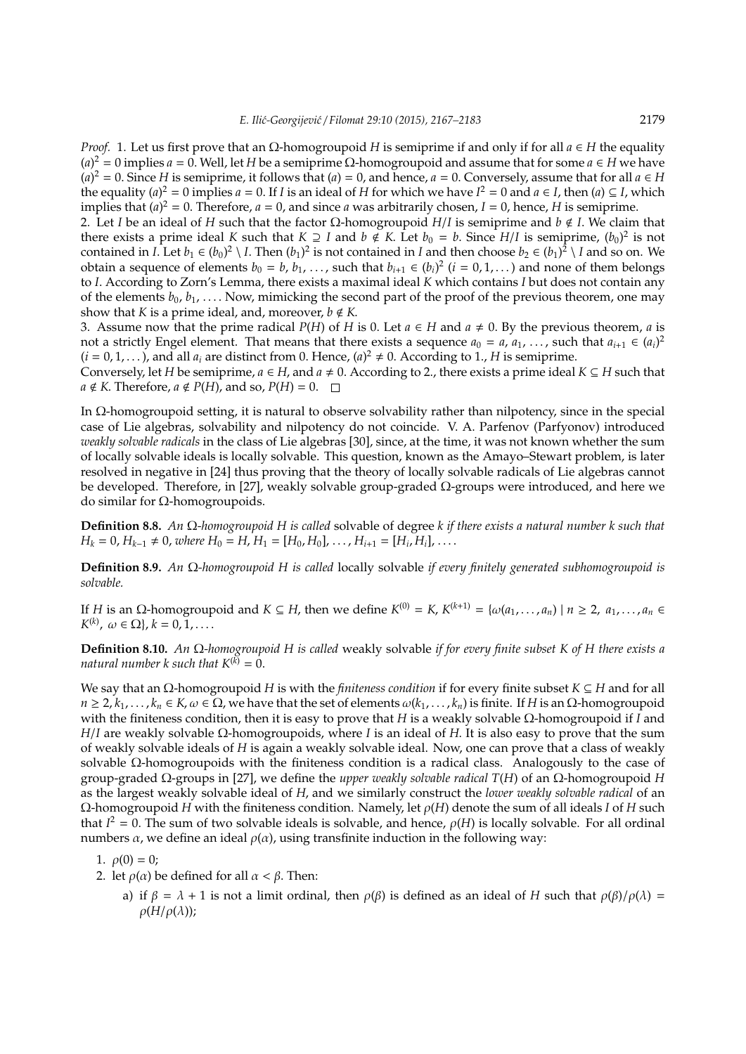*Proof.* 1. Let us first prove that an $\Omega$-homogroupoid $H$ is semiprime if and only if for all $a \in H$ the equality $(a)^2 = 0$ implies $a = 0$. Well, let $H$ be a semiprime $\Omega$-homogroupoid and assume that for some $a \in H$ we have $(a)^2 = 0$. Since $H$ is semiprime, it follows that $(a) = 0$, and hence, $a = 0$. Conversely, assume that for all $a \in H$ the equality $(a)^2 = 0$ implies $a = 0$. If $I$ is an ideal of $H$ for which we have $I^2 = 0$ and $a \in I$, then $(a) \subseteq I$, which implies that $(a)^2 = 0$. Therefore, $a = 0$, and since $a$ was arbitrarily chosen, $I = 0$, hence, $H$ is semiprime.
2. Let $I$ be an ideal of $H$ such that the factor $\Omega$-homogroupoid $H/I$ is semiprime and $b \notin I$. We claim that there exists a prime ideal $K$ such that $K \supseteq I$ and $b \notin K$. Let $b_0 = b$. Since $H/I$ is semiprime, $(b_0)^2$ is not contained in $I$. Let $b_1 \in (b_0)^2 \setminus I$. Then $(b_1)^2$ is not contained in $I$ and then choose $b_2 \in (b_1)^2 \setminus I$ and so on. We obtain a sequence of elements $b_0 = b, b_1, \dots$, such that $b_{i+1} \in (b_i)^2$ $(i = 0, 1, \dots)$ and none of them belongs to $I$. According to Zorn's Lemma, there exists a maximal ideal $K$ which contains $I$ but does not contain any of the elements $b_0, b_1, \dots$. Now, mimicking the second part of the proof of the previous theorem, one may show that $K$ is a prime ideal, and, moreover, $b \notin K$.
3. Assume now that the prime radical $P(H)$ of $H$ is 0. Let $a \in H$ and $a \neq 0$. By the previous theorem, $a$ is not a strictly Engel element. That means that there exists a sequence $a_0 = a, a_1, \dots$, such that $a_{i+1} \in (a_i)^2$ $(i = 0, 1, \dots)$, and all $a_i$ are distinct from 0. Hence, $(a)^2 \neq 0$. According to 1., $H$ is semiprime.
Conversely, let $H$ be semiprime, $a \in H$, and $a \neq 0$. According to 2., there exists a prime ideal $K \subseteq H$ such that $a \notin K$. Therefore, $a \notin P(H)$, and so, $P(H) = 0$. $\square$

In $\Omega$-homogroupoid setting, it is natural to observe solvability rather than nilpotency, since in the special case of Lie algebras, solvability and nilpotency do not coincide. V. A. Parfenov (Parfyonov) introduced *weakly solvable radicals* in the class of Lie algebras [30], since, at the time, it was not known whether the sum of locally solvable ideals is locally solvable. This question, known as the Amayo–Stewart problem, is later resolved in negative in [24] thus proving that the theory of locally solvable radicals of Lie algebras cannot be developed. Therefore, in [27], weakly solvable group-graded $\Omega$-groups were introduced, and here we do similar for $\Omega$-homogroupoids.

**Definition 8.8.** *An $\Omega$-homogroupoid $H$ is called* solvable of degree $k$ *if there exists a natural number $k$ such that $H_k = 0$, $H_{k-1} \neq 0$, where $H_0 = H$, $H_1 = [H_0, H_0], \dots, H_{i+1} = [H_i, H_i], \dots$.*

**Definition 8.9.** *An $\Omega$-homogroupoid $H$ is called* locally solvable *if every finitely generated subhomogroupoid is solvable.*

If $H$ is an $\Omega$-homogroupoid and $K \subseteq H$, then we define $K^{(0)} = K$, $K^{(k+1)} = \{\omega(a_1, \dots, a_n) \mid n \geq 2,\ a_1, \dots, a_n \in K^{(k)},\ \omega \in \Omega\}$, $k = 0, 1, \dots$.

**Definition 8.10.** *An $\Omega$-homogroupoid $H$ is called* weakly solvable *if for every finite subset $K$ of $H$ there exists a natural number $k$ such that $K^{(k)} = 0$.*

We say that an $\Omega$-homogroupoid $H$ is with the *finiteness condition* if for every finite subset $K \subseteq H$ and for all $n \geq 2, k_1, \dots, k_n \in K, \omega \in \Omega$, we have that the set of elements $\omega(k_1, \dots, k_n)$ is finite. If $H$ is an $\Omega$-homogroupoid with the finiteness condition, then it is easy to prove that $H$ is a weakly solvable $\Omega$-homogroupoid if $I$ and $H/I$ are weakly solvable $\Omega$-homogroupoids, where $I$ is an ideal of $H$. It is also easy to prove that the sum of weakly solvable ideals of $H$ is again a weakly solvable ideal. Now, one can prove that a class of weakly solvable $\Omega$-homogroupoids with the finiteness condition is a radical class. Analogously to the case of group-graded $\Omega$-groups in [27], we define the *upper weakly solvable radical* $T(H)$ of an $\Omega$-homogroupoid $H$ as the largest weakly solvable ideal of $H$, and we similarly construct the *lower weakly solvable radical* of an $\Omega$-homogroupoid $H$ with the finiteness condition. Namely, let $\rho(H)$ denote the sum of all ideals $I$ of $H$ such that $I^2 = 0$. The sum of two solvable ideals is solvable, and hence, $\rho(H)$ is locally solvable. For all ordinal numbers $\alpha$, we define an ideal $\rho(\alpha)$, using transfinite induction in the following way:

1. $\rho(0) = 0$;
2. let $\rho(\alpha)$ be defined for all $\alpha < \beta$. Then:
   a) if $\beta = \lambda + 1$ is not a limit ordinal, then $\rho(\beta)$ is defined as an ideal of $H$ such that $\rho(\beta)/\rho(\lambda) = \rho(H/\rho(\lambda))$;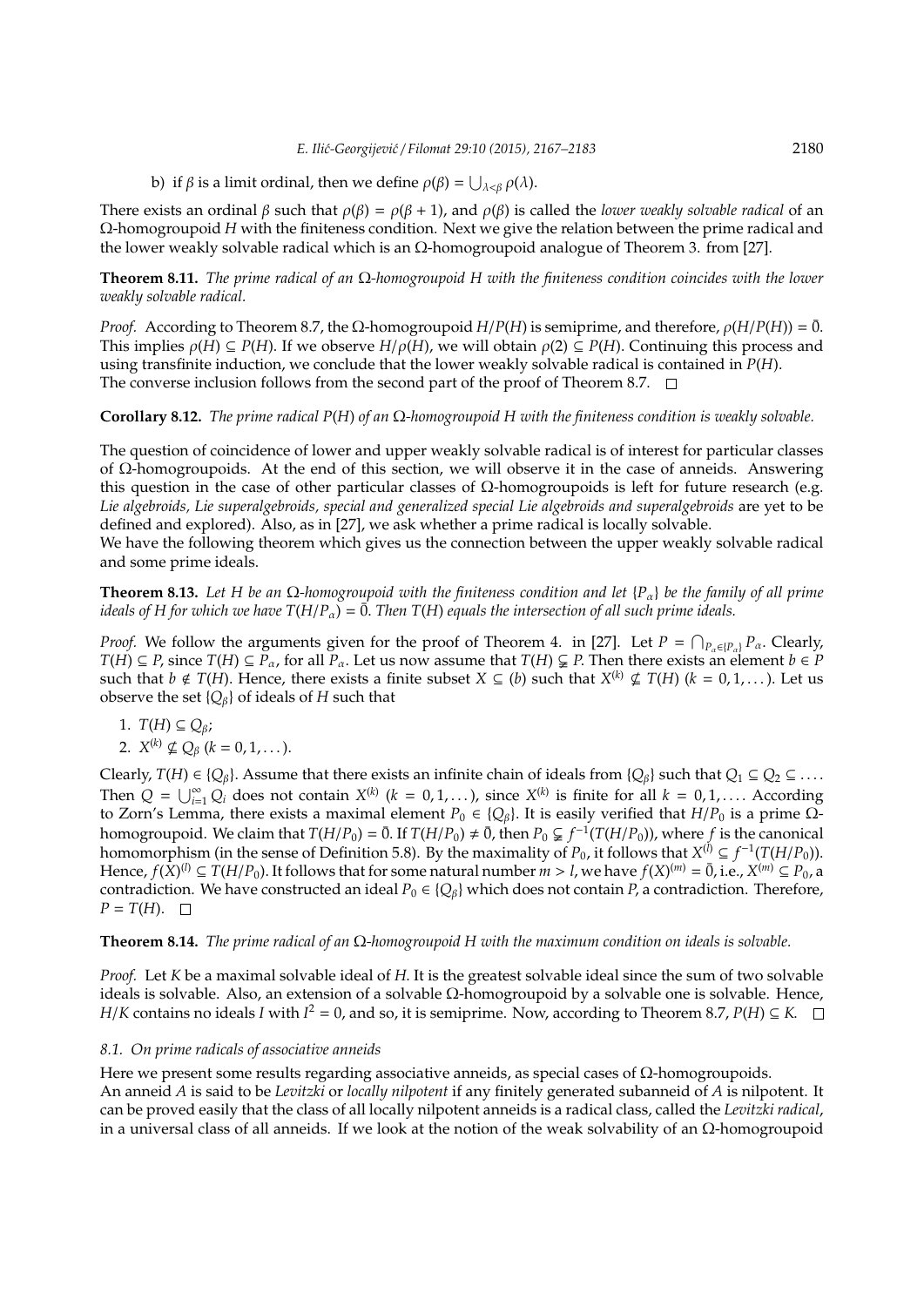b) if $\beta$ is a limit ordinal, then we define $\rho(\beta) = \bigcup_{\lambda<\beta} \rho(\lambda)$.

There exists an ordinal $\beta$ such that $\rho(\beta) = \rho(\beta + 1)$, and $\rho(\beta)$ is called the *lower weakly solvable radical* of an $\Omega$-homogroupoid $H$ with the finiteness condition. Next we give the relation between the prime radical and the lower weakly solvable radical which is an $\Omega$-homogroupoid analogue of Theorem 3. from [27].

**Theorem 8.11.** *The prime radical of an $\Omega$-homogroupoid $H$ with the finiteness condition coincides with the lower weakly solvable radical.*

*Proof.* According to Theorem 8.7, the $\Omega$-homogroupoid $H/P(H)$ is semiprime, and therefore, $\rho(H/P(H)) = \bar{0}$. This implies $\rho(H) \subseteq P(H)$. If we observe $H/\rho(H)$, we will obtain $\rho(2) \subseteq P(H)$. Continuing this process and using transfinite induction, we conclude that the lower weakly solvable radical is contained in $P(H)$. The converse inclusion follows from the second part of the proof of Theorem 8.7. □

**Corollary 8.12.** *The prime radical $P(H)$ of an $\Omega$-homogroupoid $H$ with the finiteness condition is weakly solvable.*

The question of coincidence of lower and upper weakly solvable radical is of interest for particular classes of $\Omega$-homogroupoids. At the end of this section, we will observe it in the case of anneids. Answering this question in the case of other particular classes of $\Omega$-homogroupoids is left for future research (e.g. *Lie algebroids, Lie superalgebroids, special and generalized special Lie algebroids and superalgebroids* are yet to be defined and explored). Also, as in [27], we ask whether a prime radical is locally solvable.

We have the following theorem which gives us the connection between the upper weakly solvable radical and some prime ideals.

**Theorem 8.13.** *Let $H$ be an $\Omega$-homogroupoid with the finiteness condition and let $\{P_\alpha\}$ be the family of all prime ideals of $H$ for which we have $T(H/P_\alpha) = \bar{0}$. Then $T(H)$ equals the intersection of all such prime ideals.*

*Proof.* We follow the arguments given for the proof of Theorem 4. in [27]. Let $P = \bigcap_{P_\alpha \in \{P_\alpha\}} P_\alpha$. Clearly, $T(H) \subseteq P$, since $T(H) \subseteq P_\alpha$, for all $P_\alpha$. Let us now assume that $T(H) \subsetneq P$. Then there exists an element $b \in P$ such that $b \notin T(H)$. Hence, there exists a finite subset $X \subseteq (b)$ such that $X^{(k)} \not\subseteq T(H)$ $(k = 0, 1, \dots)$. Let us observe the set $\{Q_\beta\}$ of ideals of $H$ such that

1. $T(H) \subseteq Q_\beta$;
2. $X^{(k)} \not\subseteq Q_\beta$ $(k = 0, 1, \dots)$.

Clearly, $T(H) \in \{Q_\beta\}$. Assume that there exists an infinite chain of ideals from $\{Q_\beta\}$ such that $Q_1 \subseteq Q_2 \subseteq \dots$. Then $Q = \bigcup_{i=1}^{\infty} Q_i$ does not contain $X^{(k)}$ $(k = 0, 1, \dots)$, since $X^{(k)}$ is finite for all $k = 0, 1, \dots$. According to Zorn's Lemma, there exists a maximal element $P_0 \in \{Q_\beta\}$. It is easily verified that $H/P_0$ is a prime $\Omega$-homogroupoid. We claim that $T(H/P_0) = \bar{0}$. If $T(H/P_0) \neq \bar{0}$, then $P_0 \subsetneq f^{-1}(T(H/P_0))$, where $f$ is the canonical homomorphism (in the sense of Definition 5.8). By the maximality of $P_0$, it follows that $X^{(l)} \subseteq f^{-1}(T(H/P_0))$. Hence, $f(X)^{(l)} \subseteq T(H/P_0)$. It follows that for some natural number $m > l$, we have $f(X)^{(m)} = \bar{0}$, i.e., $X^{(m)} \subseteq P_0$, a contradiction. We have constructed an ideal $P_0 \in \{Q_\beta\}$ which does not contain $P$, a contradiction. Therefore, $P = T(H)$. □

**Theorem 8.14.** *The prime radical of an $\Omega$-homogroupoid $H$ with the maximum condition on ideals is solvable.*

*Proof.* Let $K$ be a maximal solvable ideal of $H$. It is the greatest solvable ideal since the sum of two solvable ideals is solvable. Also, an extension of a solvable $\Omega$-homogroupoid by a solvable one is solvable. Hence, $H/K$ contains no ideals $I$ with $I^2 = 0$, and so, it is semiprime. Now, according to Theorem 8.7, $P(H) \subseteq K$. □

### *8.1. On prime radicals of associative anneids*

Here we present some results regarding associative anneids, as special cases of $\Omega$-homogroupoids.

An anneid $A$ is said to be *Levitzki* or *locally nilpotent* if any finitely generated subanneid of $A$ is nilpotent. It can be proved easily that the class of all locally nilpotent anneids is a radical class, called the *Levitzki radical*, in a universal class of all anneids. If we look at the notion of the weak solvability of an $\Omega$-homogroupoid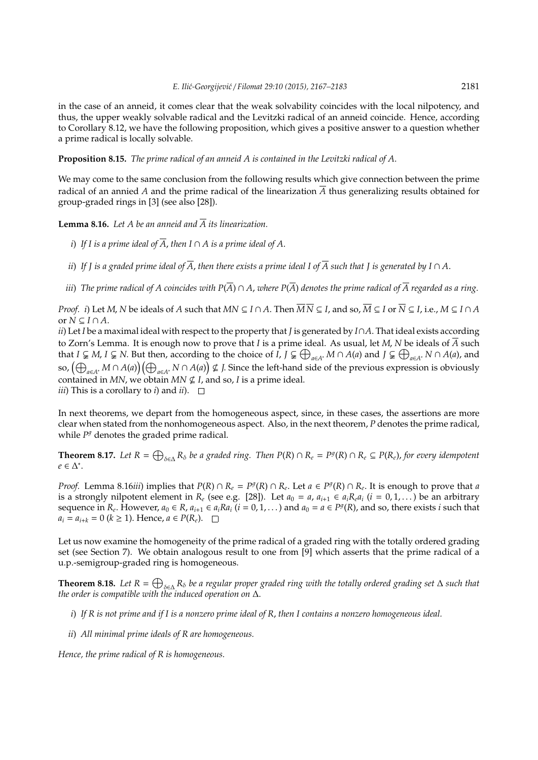in the case of an anneid, it comes clear that the weak solvability coincides with the local nilpotency, and thus, the upper weakly solvable radical and the Levitzki radical of an anneid coincide. Hence, according to Corollary 8.12, we have the following proposition, which gives a positive answer to a question whether a prime radical is locally solvable.

**Proposition 8.15.** *The prime radical of an anneid $A$ is contained in the Levitzki radical of $A$.*

We may come to the same conclusion from the following results which give connection between the prime radical of an annied $A$ and the prime radical of the linearization $\overline{A}$ thus generalizing results obtained for group-graded rings in [3] (see also [28]).

**Lemma 8.16.** *Let $A$ be an anneid and $\overline{A}$ its linearization.*

*i) If $I$ is a prime ideal of $\overline{A}$, then $I \cap A$ is a prime ideal of $A$.*

*ii) If $J$ is a graded prime ideal of $\overline{A}$, then there exists a prime ideal $I$ of $\overline{A}$ such that $J$ is generated by $I \cap A$.*

*iii) The prime radical of $A$ coincides with $P(\overline{A}) \cap A$, where $P(\overline{A})$ denotes the prime radical of $\overline{A}$ regarded as a ring.*

*Proof.* *i*) Let $M$, $N$ be ideals of $A$ such that $MN \subseteq I \cap A$. Then $\overline{M}\,\overline{N} \subseteq I$, and so, $\overline{M} \subseteq I$ or $\overline{N} \subseteq I$, i.e., $M \subseteq I \cap A$ or $N \subseteq I \cap A$.

*ii*) Let $I$ be a maximal ideal with respect to the property that $J$ is generated by $I \cap A$. That ideal exists according to Zorn's Lemma. It is enough now to prove that $I$ is a prime ideal. As usual, let $M$, $N$ be ideals of $\overline{A}$ such that $I \subsetneq M$, $I \subsetneq N$. But then, according to the choice of $I$, $J \subsetneq \bigoplus_{a \in A^*} M \cap A(a)$ and $J \subsetneq \bigoplus_{a \in A^*} N \cap A(a)$, and so, $\left(\bigoplus_{a \in A^*} M \cap A(a)\right)\left(\bigoplus_{a \in A^*} N \cap A(a)\right) \nsubseteq J$. Since the left-hand side of the previous expression is obviously contained in $MN$, we obtain $MN \nsubseteq I$, and so, $I$ is a prime ideal.

*iii*) This is a corollary to *i*) and *ii*). $\square$

In next theorems, we depart from the homogeneous aspect, since, in these cases, the assertions are more clear when stated from the nonhomogeneous aspect. Also, in the next theorem, $P$ denotes the prime radical, while $P^g$ denotes the graded prime radical.

**Theorem 8.17.** *Let $R = \bigoplus_{\delta \in \Delta} R_\delta$ be a graded ring. Then $P(R) \cap R_e = P^g(R) \cap R_e \subseteq P(R_e)$, for every idempotent $e \in \Delta^*$.*

*Proof.* Lemma 8.16*iii*) implies that $P(R) \cap R_e = P^g(R) \cap R_e$. Let $a \in P^g(R) \cap R_e$. It is enough to prove that $a$ is a strongly nilpotent element in $R_e$ (see e.g. [28]). Let $a_0 = a$, $a_{i+1} \in a_i R_e a_i$ $(i = 0, 1, \dots)$ be an arbitrary sequence in $R_e$. However, $a_0 \in R$, $a_{i+1} \in a_i R a_i$ $(i = 0, 1, \dots)$ and $a_0 = a \in P^g(R)$, and so, there exists $i$ such that $a_i = a_{i+k} = 0$ $(k \geq 1)$. Hence, $a \in P(R_e)$. $\square$

Let us now examine the homogeneity of the prime radical of a graded ring with the totally ordered grading set (see Section 7). We obtain analogous result to one from [9] which asserts that the prime radical of a u.p.-semigroup-graded ring is homogeneous.

**Theorem 8.18.** *Let $R = \bigoplus_{\delta \in \Delta} R_\delta$ be a regular proper graded ring with the totally ordered grading set $\Delta$ such that the order is compatible with the induced operation on $\Delta$.*

*i) If $R$ is not prime and if $I$ is a nonzero prime ideal of $R$, then $I$ contains a nonzero homogeneous ideal.*

*ii) All minimal prime ideals of $R$ are homogeneous.*

*Hence, the prime radical of $R$ is homogeneous.*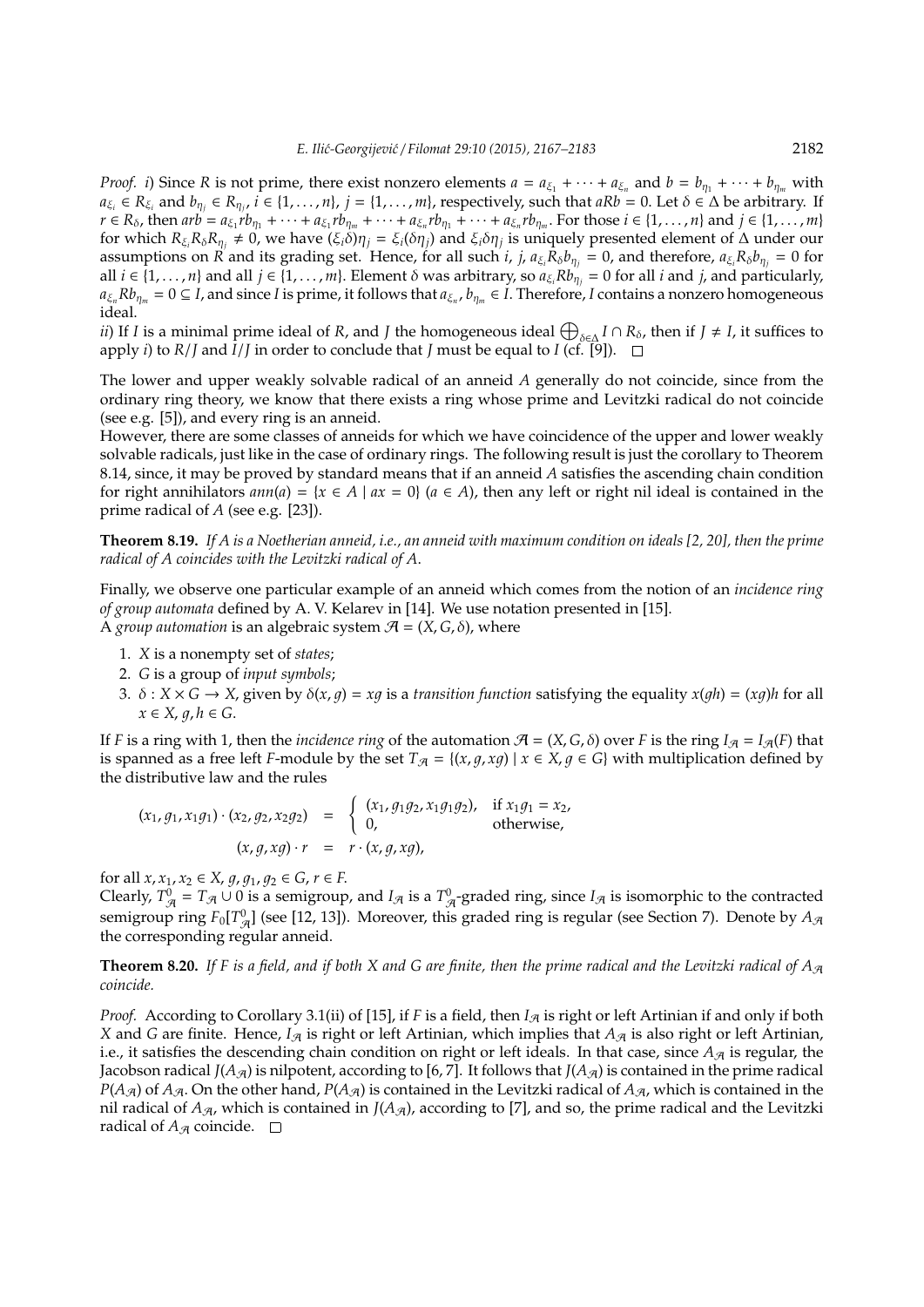*Proof.* *i*) Since $R$ is not prime, there exist nonzero elements $a = a_{\xi_1} + \cdots + a_{\xi_n}$ and $b = b_{\eta_1} + \cdots + b_{\eta_m}$ with $a_{\xi_i} \in R_{\xi_i}$ and $b_{\eta_j} \in R_{\eta_j}$, $i \in \{1, \ldots, n\}$, $j = \{1, \ldots, m\}$, respectively, such that $aRb = 0$. Let $\delta \in \Delta$ be arbitrary. If $r \in R_\delta$, then $arb = a_{\xi_1} rb_{\eta_1} + \cdots + a_{\xi_1} rb_{\eta_m} + \cdots + a_{\xi_n} rb_{\eta_1} + \cdots + a_{\xi_n} rb_{\eta_m}$. For those $i \in \{1, \ldots, n\}$ and $j \in \{1, \ldots, m\}$ for which $R_{\xi_i} R_\delta R_{\eta_j} \neq 0$, we have $(\xi_i \delta)\eta_j = \xi_i(\delta\eta_j)$ and $\xi_i\delta\eta_j$ is uniquely presented element of $\Delta$ under our assumptions on $R$ and its grading set. Hence, for all such $i$, $j$, $a_{\xi_i} R_\delta b_{\eta_j} = 0$, and therefore, $a_{\xi_i} R_\delta b_{\eta_j} = 0$ for all $i \in \{1, \ldots, n\}$ and all $j \in \{1, \ldots, m\}$. Element $\delta$ was arbitrary, so $a_{\xi_i} Rb_{\eta_j} = 0$ for all $i$ and $j$, and particularly, $a_{\xi_n} Rb_{\eta_m} = 0 \subseteq I$, and since $I$ is prime, it follows that $a_{\xi_n}, b_{\eta_m} \in I$. Therefore, $I$ contains a nonzero homogeneous ideal.

*ii*) If $I$ is a minimal prime ideal of $R$, and $J$ the homogeneous ideal $\bigoplus_{\delta\in\Delta} I \cap R_\delta$, then if $J \neq I$, it suffices to apply *i*) to $R/J$ and $I/J$ in order to conclude that $J$ must be equal to $I$ (cf. [9]). $\square$

The lower and upper weakly solvable radical of an anneid $A$ generally do not coincide, since from the ordinary ring theory, we know that there exists a ring whose prime and Levitzki radical do not coincide (see e.g. [5]), and every ring is an anneid.

However, there are some classes of anneids for which we have coincidence of the upper and lower weakly solvable radicals, just like in the case of ordinary rings. The following result is just the corollary to Theorem 8.14, since, it may be proved by standard means that if an anneid $A$ satisfies the ascending chain condition for right annihilators $ann(a) = \{x \in A \mid ax = 0\}$ $(a \in A)$, then any left or right nil ideal is contained in the prime radical of $A$ (see e.g. [23]).

**Theorem 8.19.** *If $A$ is a Noetherian anneid, i.e., an anneid with maximum condition on ideals [2, 20], then the prime radical of $A$ coincides with the Levitzki radical of $A$.*

Finally, we observe one particular example of an anneid which comes from the notion of an *incidence ring of group automata* defined by A. V. Kelarev in [14]. We use notation presented in [15].

A *group automation* is an algebraic system $\mathcal{A} = (X, G, \delta)$, where

1. $X$ is a nonempty set of *states*;
2. $G$ is a group of *input symbols*;
3. $\delta : X \times G \to X$, given by $\delta(x, g) = xg$ is a *transition function* satisfying the equality $x(gh) = (xg)h$ for all $x \in X$, $g, h \in G$.

If $F$ is a ring with 1, then the *incidence ring* of the automation $\mathcal{A} = (X, G, \delta)$ over $F$ is the ring $I_\mathcal{A} = I_\mathcal{A}(F)$ that is spanned as a free left $F$-module by the set $T_\mathcal{A} = \{(x, g, xg) \mid x \in X, g \in G\}$ with multiplication defined by the distributive law and the rules

$$
\begin{aligned}
(x_1, g_1, x_1 g_1) \cdot (x_2, g_2, x_2 g_2) &= \begin{cases} (x_1, g_1 g_2, x_1 g_1 g_2), & \text{if } x_1 g_1 = x_2, \\ 0, & \text{otherwise,} \end{cases} \\
(x, g, xg) \cdot r &= r \cdot (x, g, xg),
\end{aligned}
$$

for all $x, x_1, x_2 \in X$, $g, g_1, g_2 \in G$, $r \in F$.

Clearly, $T^0_\mathcal{A} = T_\mathcal{A} \cup 0$ is a semigroup, and $I_\mathcal{A}$ is a $T^0_\mathcal{A}$-graded ring, since $I_\mathcal{A}$ is isomorphic to the contracted semigroup ring $F_0[T^0_\mathcal{A}]$ (see [12, 13]). Moreover, this graded ring is regular (see Section 7). Denote by $A_\mathcal{A}$ the corresponding regular anneid.

**Theorem 8.20.** *If $F$ is a field, and if both $X$ and $G$ are finite, then the prime radical and the Levitzki radical of $A_\mathcal{A}$ coincide.*

*Proof.* According to Corollary 3.1(ii) of [15], if $F$ is a field, then $I_\mathcal{A}$ is right or left Artinian if and only if both $X$ and $G$ are finite. Hence, $I_\mathcal{A}$ is right or left Artinian, which implies that $A_\mathcal{A}$ is also right or left Artinian, i.e., it satisfies the descending chain condition on right or left ideals. In that case, since $A_\mathcal{A}$ is regular, the Jacobson radical $J(A_\mathcal{A})$ is nilpotent, according to [6, 7]. It follows that $J(A_\mathcal{A})$ is contained in the prime radical $P(A_\mathcal{A})$ of $A_\mathcal{A}$. On the other hand, $P(A_\mathcal{A})$ is contained in the Levitzki radical of $A_\mathcal{A}$, which is contained in the nil radical of $A_\mathcal{A}$, which is contained in $J(A_\mathcal{A})$, according to [7], and so, the prime radical and the Levitzki radical of $A_\mathcal{A}$ coincide. $\square$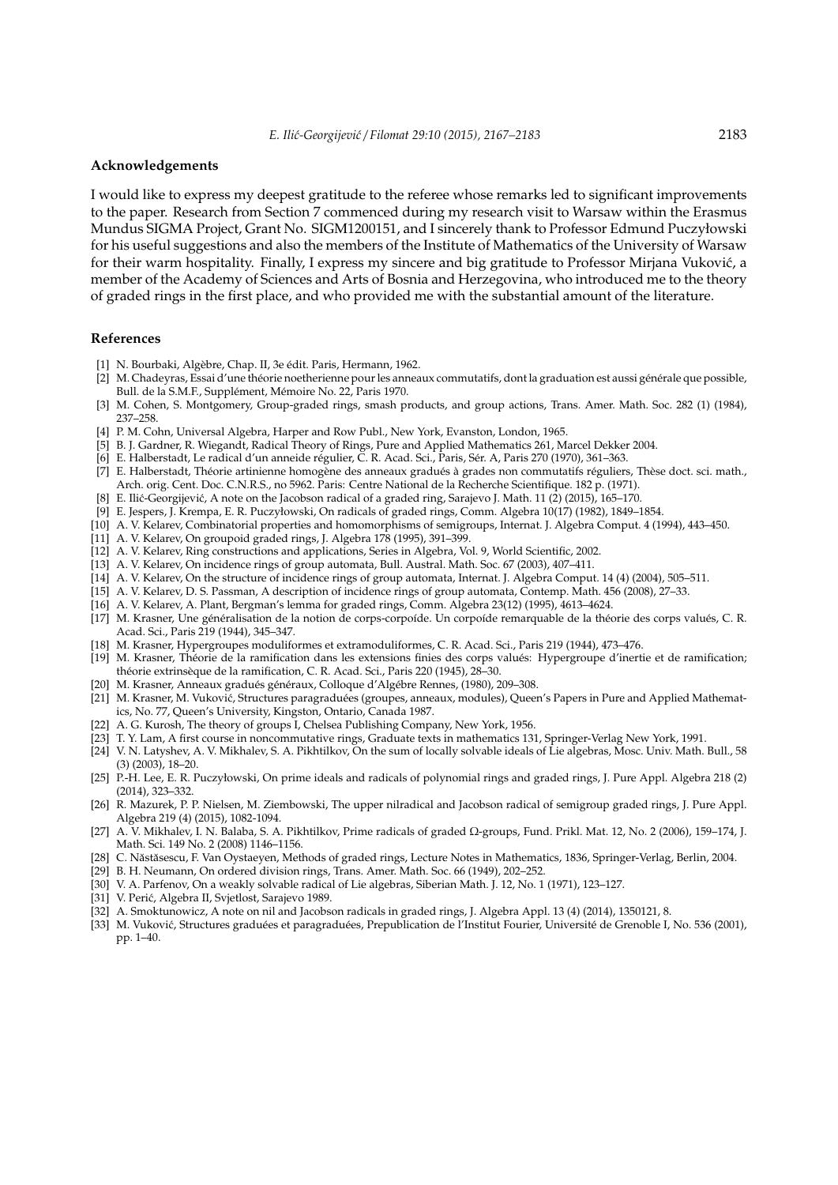## Acknowledgements

I would like to express my deepest gratitude to the referee whose remarks led to significant improvements to the paper. Research from Section 7 commenced during my research visit to Warsaw within the Erasmus Mundus SIGMA Project, Grant No. SIGM1200151, and I sincerely thank to Professor Edmund Puczyłowski for his useful suggestions and also the members of the Institute of Mathematics of the University of Warsaw for their warm hospitality. Finally, I express my sincere and big gratitude to Professor Mirjana Vuković, a member of the Academy of Sciences and Arts of Bosnia and Herzegovina, who introduced me to the theory of graded rings in the first place, and who provided me with the substantial amount of the literature.

## References

- [1] N. Bourbaki, Algèbre, Chap. II, 3e édit. Paris, Hermann, 1962.
- [2] M. Chadeyras, Essai d'une théorie noetherienne pour les anneaux commutatifs, dont la graduation est aussi générale que possible, Bull. de la S.M.F., Supplément, Mémoire No. 22, Paris 1970.
- [3] M. Cohen, S. Montgomery, Group-graded rings, smash products, and group actions, Trans. Amer. Math. Soc. 282 (1) (1984), 237–258.
- [4] P. M. Cohn, Universal Algebra, Harper and Row Publ., New York, Evanston, London, 1965.
- [5] B. J. Gardner, R. Wiegandt, Radical Theory of Rings, Pure and Applied Mathematics 261, Marcel Dekker 2004.
- [6] E. Halberstadt, Le radical d'un anneide régulier, C. R. Acad. Sci., Paris, Sér. A, Paris 270 (1970), 361–363.
- [7] E. Halberstadt, Théorie artinienne homogène des anneaux gradués à grades non commutatifs réguliers, Thèse doct. sci. math., Arch. orig. Cent. Doc. C.N.R.S., no 5962. Paris: Centre National de la Recherche Scientifique. 182 p. (1971).
- [8] E. Ilić-Georgijević, A note on the Jacobson radical of a graded ring, Sarajevo J. Math. 11 (2) (2015), 165–170.
- [9] E. Jespers, J. Krempa, E. R. Puczyłowski, On radicals of graded rings, Comm. Algebra 10(17) (1982), 1849–1854.
- [10] A. V. Kelarev, Combinatorial properties and homomorphisms of semigroups, Internat. J. Algebra Comput. 4 (1994), 443–450.
- [11] A. V. Kelarev, On groupoid graded rings, J. Algebra 178 (1995), 391–399.
- [12] A. V. Kelarev, Ring constructions and applications, Series in Algebra, Vol. 9, World Scientific, 2002.
- [13] A. V. Kelarev, On incidence rings of group automata, Bull. Austral. Math. Soc. 67 (2003), 407–411.
- [14] A. V. Kelarev, On the structure of incidence rings of group automata, Internat. J. Algebra Comput. 14 (4) (2004), 505–511.
- [15] A. V. Kelarev, D. S. Passman, A description of incidence rings of group automata, Contemp. Math. 456 (2008), 27–33.
- [16] A. V. Kelarev, A. Plant, Bergman's lemma for graded rings, Comm. Algebra 23(12) (1995), 4613–4624.
- [17] M. Krasner, Une généralisation de la notion de corps-corpoïde. Un corpoïde remarquable de la théorie des corps valués, C. R. Acad. Sci., Paris 219 (1944), 345–347.
- [18] M. Krasner, Hypergroupes moduliformes et extramoduliformes, C. R. Acad. Sci., Paris 219 (1944), 473–476.
- [19] M. Krasner, Théorie de la ramification dans les extensions finies des corps valués: Hypergroupe d'inertie et de ramification; théorie extrinsèque de la ramification, C. R. Acad. Sci., Paris 220 (1945), 28–30.
- [20] M. Krasner, Anneaux gradués généraux, Colloque d'Algébre Rennes, (1980), 209–308.
- [21] M. Krasner, M. Vuković, Structures paragraduées (groupes, anneaux, modules), Queen's Papers in Pure and Applied Mathematics, No. 77, Queen's University, Kingston, Ontario, Canada 1987.
- [22] A. G. Kurosh, The theory of groups I, Chelsea Publishing Company, New York, 1956.
- [23] T. Y. Lam, A first course in noncommutative rings, Graduate texts in mathematics 131, Springer-Verlag New York, 1991.
- [24] V. N. Latyshev, A. V. Mikhalev, S. A. Pikhtilkov, On the sum of locally solvable ideals of Lie algebras, Mosc. Univ. Math. Bull., 58 (3) (2003), 18–20.
- [25] P.-H. Lee, E. R. Puczyłowski, On prime ideals and radicals of polynomial rings and graded rings, J. Pure Appl. Algebra 218 (2) (2014), 323–332.
- [26] R. Mazurek, P. P. Nielsen, M. Ziembowski, The upper nilradical and Jacobson radical of semigroup graded rings, J. Pure Appl. Algebra 219 (4) (2015), 1082-1094.
- [27] A. V. Mikhalev, I. N. Balaba, S. A. Pikhtilkov, Prime radicals of graded Ω-groups, Fund. Prikl. Mat. 12, No. 2 (2006), 159–174, J. Math. Sci. 149 No. 2 (2008) 1146–1156.
- [28] C. Năstăsescu, F. Van Oystaeyen, Methods of graded rings, Lecture Notes in Mathematics, 1836, Springer-Verlag, Berlin, 2004.
- [29] B. H. Neumann, On ordered division rings, Trans. Amer. Math. Soc. 66 (1949), 202–252.
- [30] V. A. Parfenov, On a weakly solvable radical of Lie algebras, Siberian Math. J. 12, No. 1 (1971), 123–127.
- [31] V. Perić, Algebra II, Svjetlost, Sarajevo 1989.
- [32] A. Smoktunowicz, A note on nil and Jacobson radicals in graded rings, J. Algebra Appl. 13 (4) (2014), 1350121, 8.
- [33] M. Vuković, Structures graduées et paragraduées, Prepublication de l'Institut Fourier, Université de Grenoble I, No. 536 (2001), pp. 1–40.